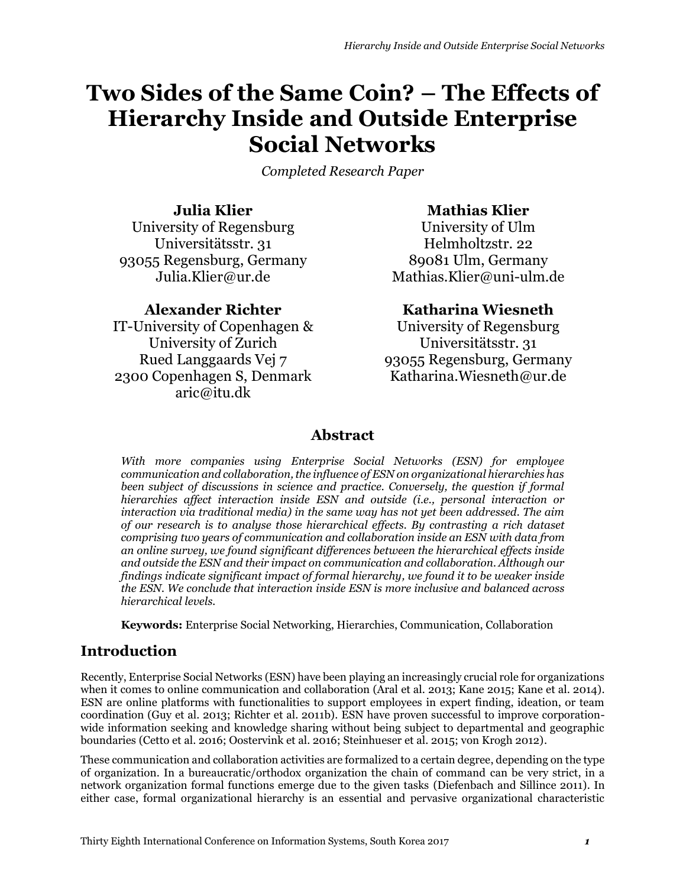# Two Sides of the Same Coin? – The Effects of Hierarchy Inside and Outside Enterprise Social Networks

*Completed Research Paper*

**Julia Klier**
University of Regensburg
Universitätsstr. 31
93055 Regensburg, Germany
Julia.Klier@ur.de

**Mathias Klier**
University of Ulm
Helmholtzstr. 22
89081 Ulm, Germany
Mathias.Klier@uni-ulm.de

**Alexander Richter**
IT-University of Copenhagen & University of Zurich
Rued Langgaards Vej 7
2300 Copenhagen S, Denmark
aric@itu.dk

**Katharina Wiesneth**
University of Regensburg
Universitätsstr. 31
93055 Regensburg, Germany
Katharina.Wiesneth@ur.de

## Abstract

*With more companies using Enterprise Social Networks (ESN) for employee communication and collaboration, the influence of ESN on organizational hierarchies has been subject of discussions in science and practice. Conversely, the question if formal hierarchies affect interaction inside ESN and outside (i.e., personal interaction or interaction via traditional media) in the same way has not yet been addressed. The aim of our research is to analyse those hierarchical effects. By contrasting a rich dataset comprising two years of communication and collaboration inside an ESN with data from an online survey, we found significant differences between the hierarchical effects inside and outside the ESN and their impact on communication and collaboration. Although our findings indicate significant impact of formal hierarchy, we found it to be weaker inside the ESN. We conclude that interaction inside ESN is more inclusive and balanced across hierarchical levels.*

**Keywords:** Enterprise Social Networking, Hierarchies, Communication, Collaboration

## Introduction

Recently, Enterprise Social Networks (ESN) have been playing an increasingly crucial role for organizations when it comes to online communication and collaboration (Aral et al. 2013; Kane 2015; Kane et al. 2014). ESN are online platforms with functionalities to support employees in expert finding, ideation, or team coordination (Guy et al. 2013; Richter et al. 2011b). ESN have proven successful to improve corporation-wide information seeking and knowledge sharing without being subject to departmental and geographic boundaries (Cetto et al. 2016; Oostervink et al. 2016; Steinhueser et al. 2015; von Krogh 2012).

These communication and collaboration activities are formalized to a certain degree, depending on the type of organization. In a bureaucratic/orthodox organization the chain of command can be very strict, in a network organization formal functions emerge due to the given tasks (Diefenbach and Sillince 2011). In either case, formal organizational hierarchy is an essential and pervasive organizational characteristic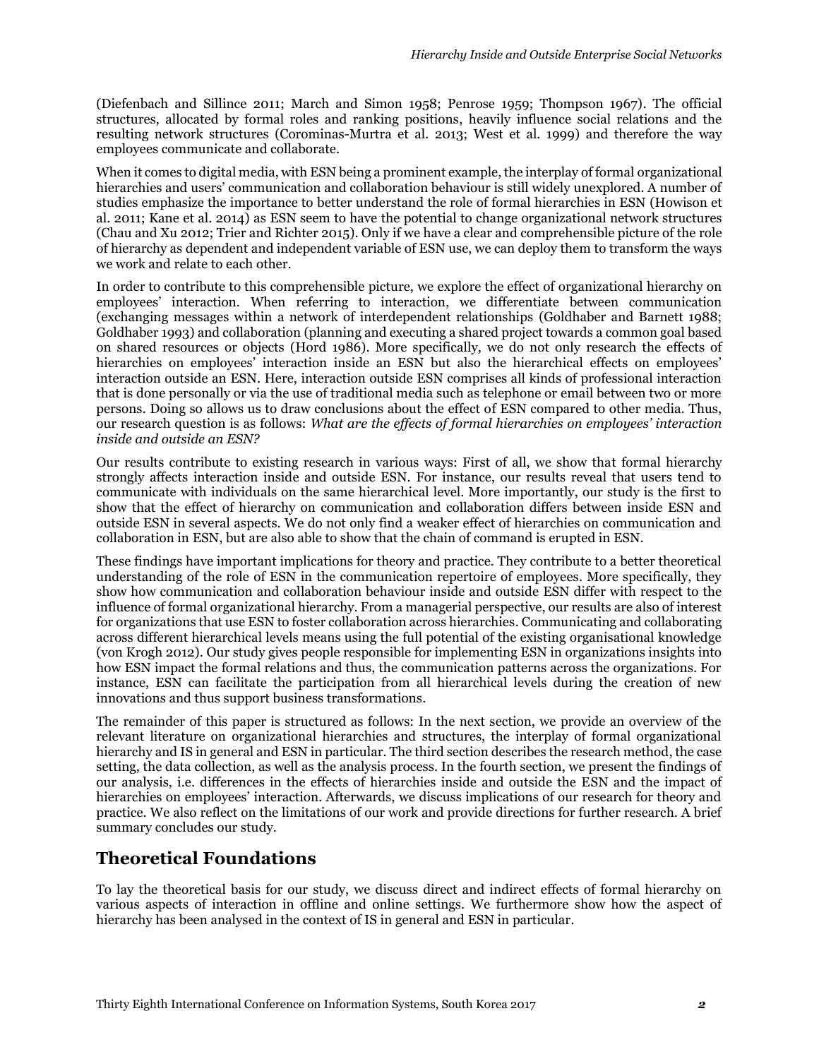(Diefenbach and Sillince 2011; March and Simon 1958; Penrose 1959; Thompson 1967). The official structures, allocated by formal roles and ranking positions, heavily influence social relations and the resulting network structures (Corominas-Murtra et al. 2013; West et al. 1999) and therefore the way employees communicate and collaborate.

When it comes to digital media, with ESN being a prominent example, the interplay of formal organizational hierarchies and users' communication and collaboration behaviour is still widely unexplored. A number of studies emphasize the importance to better understand the role of formal hierarchies in ESN (Howison et al. 2011; Kane et al. 2014) as ESN seem to have the potential to change organizational network structures (Chau and Xu 2012; Trier and Richter 2015). Only if we have a clear and comprehensible picture of the role of hierarchy as dependent and independent variable of ESN use, we can deploy them to transform the ways we work and relate to each other.

In order to contribute to this comprehensible picture, we explore the effect of organizational hierarchy on employees' interaction. When referring to interaction, we differentiate between communication (exchanging messages within a network of interdependent relationships (Goldhaber and Barnett 1988; Goldhaber 1993) and collaboration (planning and executing a shared project towards a common goal based on shared resources or objects (Hord 1986). More specifically, we do not only research the effects of hierarchies on employees' interaction inside an ESN but also the hierarchical effects on employees' interaction outside an ESN. Here, interaction outside ESN comprises all kinds of professional interaction that is done personally or via the use of traditional media such as telephone or email between two or more persons. Doing so allows us to draw conclusions about the effect of ESN compared to other media. Thus, our research question is as follows: *What are the effects of formal hierarchies on employees' interaction inside and outside an ESN?*

Our results contribute to existing research in various ways: First of all, we show that formal hierarchy strongly affects interaction inside and outside ESN. For instance, our results reveal that users tend to communicate with individuals on the same hierarchical level. More importantly, our study is the first to show that the effect of hierarchy on communication and collaboration differs between inside ESN and outside ESN in several aspects. We do not only find a weaker effect of hierarchies on communication and collaboration in ESN, but are also able to show that the chain of command is erupted in ESN.

These findings have important implications for theory and practice. They contribute to a better theoretical understanding of the role of ESN in the communication repertoire of employees. More specifically, they show how communication and collaboration behaviour inside and outside ESN differ with respect to the influence of formal organizational hierarchy. From a managerial perspective, our results are also of interest for organizations that use ESN to foster collaboration across hierarchies. Communicating and collaborating across different hierarchical levels means using the full potential of the existing organisational knowledge (von Krogh 2012). Our study gives people responsible for implementing ESN in organizations insights into how ESN impact the formal relations and thus, the communication patterns across the organizations. For instance, ESN can facilitate the participation from all hierarchical levels during the creation of new innovations and thus support business transformations.

The remainder of this paper is structured as follows: In the next section, we provide an overview of the relevant literature on organizational hierarchies and structures, the interplay of formal organizational hierarchy and IS in general and ESN in particular. The third section describes the research method, the case setting, the data collection, as well as the analysis process. In the fourth section, we present the findings of our analysis, i.e. differences in the effects of hierarchies inside and outside the ESN and the impact of hierarchies on employees' interaction. Afterwards, we discuss implications of our research for theory and practice. We also reflect on the limitations of our work and provide directions for further research. A brief summary concludes our study.

## Theoretical Foundations

To lay the theoretical basis for our study, we discuss direct and indirect effects of formal hierarchy on various aspects of interaction in offline and online settings. We furthermore show how the aspect of hierarchy has been analysed in the context of IS in general and ESN in particular.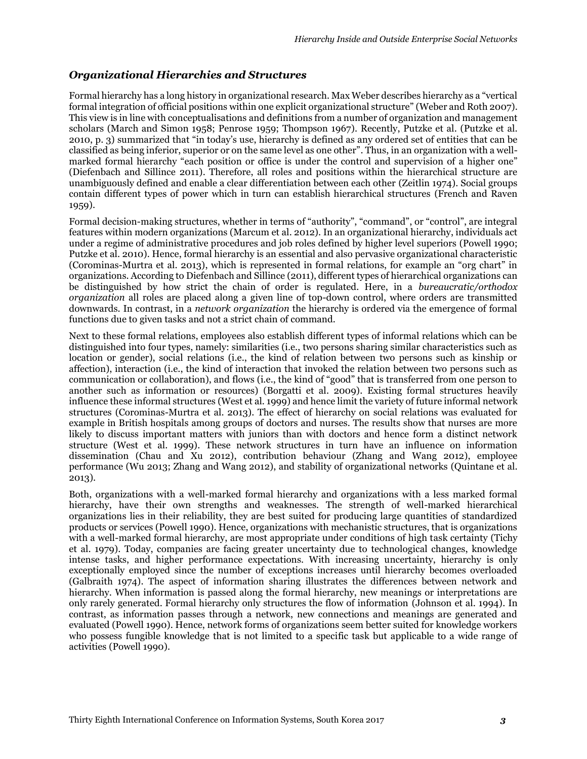### *Organizational Hierarchies and Structures*

Formal hierarchy has a long history in organizational research. Max Weber describes hierarchy as a "vertical formal integration of official positions within one explicit organizational structure" (Weber and Roth 2007). This view is in line with conceptualisations and definitions from a number of organization and management scholars (March and Simon 1958; Penrose 1959; Thompson 1967). Recently, Putzke et al. (Putzke et al. 2010, p. 3) summarized that "in today's use, hierarchy is defined as any ordered set of entities that can be classified as being inferior, superior or on the same level as one other". Thus, in an organization with a well-marked formal hierarchy "each position or office is under the control and supervision of a higher one" (Diefenbach and Sillince 2011). Therefore, all roles and positions within the hierarchical structure are unambiguously defined and enable a clear differentiation between each other (Zeitlin 1974). Social groups contain different types of power which in turn can establish hierarchical structures (French and Raven 1959).

Formal decision-making structures, whether in terms of "authority", "command", or "control", are integral features within modern organizations (Marcum et al. 2012). In an organizational hierarchy, individuals act under a regime of administrative procedures and job roles defined by higher level superiors (Powell 1990; Putzke et al. 2010). Hence, formal hierarchy is an essential and also pervasive organizational characteristic (Corominas-Murtra et al. 2013), which is represented in formal relations, for example an "org chart" in organizations. According to Diefenbach and Sillince (2011), different types of hierarchical organizations can be distinguished by how strict the chain of order is regulated. Here, in a *bureaucratic/orthodox organization* all roles are placed along a given line of top-down control, where orders are transmitted downwards. In contrast, in a *network organization* the hierarchy is ordered via the emergence of formal functions due to given tasks and not a strict chain of command.

Next to these formal relations, employees also establish different types of informal relations which can be distinguished into four types, namely: similarities (i.e., two persons sharing similar characteristics such as location or gender), social relations (i.e., the kind of relation between two persons such as kinship or affection), interaction (i.e., the kind of interaction that invoked the relation between two persons such as communication or collaboration), and flows (i.e., the kind of "good" that is transferred from one person to another such as information or resources) (Borgatti et al. 2009). Existing formal structures heavily influence these informal structures (West et al. 1999) and hence limit the variety of future informal network structures (Corominas-Murtra et al. 2013). The effect of hierarchy on social relations was evaluated for example in British hospitals among groups of doctors and nurses. The results show that nurses are more likely to discuss important matters with juniors than with doctors and hence form a distinct network structure (West et al. 1999). These network structures in turn have an influence on information dissemination (Chau and Xu 2012), contribution behaviour (Zhang and Wang 2012), employee performance (Wu 2013; Zhang and Wang 2012), and stability of organizational networks (Quintane et al. 2013).

Both, organizations with a well-marked formal hierarchy and organizations with a less marked formal hierarchy, have their own strengths and weaknesses. The strength of well-marked hierarchical organizations lies in their reliability, they are best suited for producing large quantities of standardized products or services (Powell 1990). Hence, organizations with mechanistic structures, that is organizations with a well-marked formal hierarchy, are most appropriate under conditions of high task certainty (Tichy et al. 1979). Today, companies are facing greater uncertainty due to technological changes, knowledge intense tasks, and higher performance expectations. With increasing uncertainty, hierarchy is only exceptionally employed since the number of exceptions increases until hierarchy becomes overloaded (Galbraith 1974). The aspect of information sharing illustrates the differences between network and hierarchy. When information is passed along the formal hierarchy, new meanings or interpretations are only rarely generated. Formal hierarchy only structures the flow of information (Johnson et al. 1994). In contrast, as information passes through a network, new connections and meanings are generated and evaluated (Powell 1990). Hence, network forms of organizations seem better suited for knowledge workers who possess fungible knowledge that is not limited to a specific task but applicable to a wide range of activities (Powell 1990).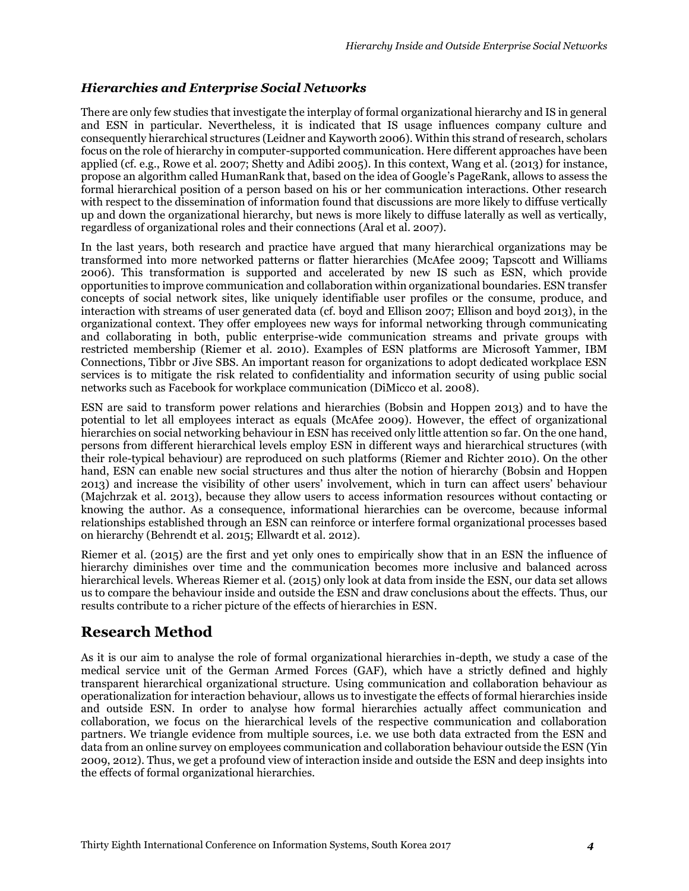### *Hierarchies and Enterprise Social Networks*

There are only few studies that investigate the interplay of formal organizational hierarchy and IS in general and ESN in particular. Nevertheless, it is indicated that IS usage influences company culture and consequently hierarchical structures (Leidner and Kayworth 2006). Within this strand of research, scholars focus on the role of hierarchy in computer-supported communication. Here different approaches have been applied (cf. e.g., Rowe et al. 2007; Shetty and Adibi 2005). In this context, Wang et al. (2013) for instance, propose an algorithm called HumanRank that, based on the idea of Google's PageRank, allows to assess the formal hierarchical position of a person based on his or her communication interactions. Other research with respect to the dissemination of information found that discussions are more likely to diffuse vertically up and down the organizational hierarchy, but news is more likely to diffuse laterally as well as vertically, regardless of organizational roles and their connections (Aral et al. 2007).

In the last years, both research and practice have argued that many hierarchical organizations may be transformed into more networked patterns or flatter hierarchies (McAfee 2009; Tapscott and Williams 2006). This transformation is supported and accelerated by new IS such as ESN, which provide opportunities to improve communication and collaboration within organizational boundaries. ESN transfer concepts of social network sites, like uniquely identifiable user profiles or the consume, produce, and interaction with streams of user generated data (cf. boyd and Ellison 2007; Ellison and boyd 2013), in the organizational context. They offer employees new ways for informal networking through communicating and collaborating in both, public enterprise-wide communication streams and private groups with restricted membership (Riemer et al. 2010). Examples of ESN platforms are Microsoft Yammer, IBM Connections, Tibbr or Jive SBS. An important reason for organizations to adopt dedicated workplace ESN services is to mitigate the risk related to confidentiality and information security of using public social networks such as Facebook for workplace communication (DiMicco et al. 2008).

ESN are said to transform power relations and hierarchies (Bobsin and Hoppen 2013) and to have the potential to let all employees interact as equals (McAfee 2009). However, the effect of organizational hierarchies on social networking behaviour in ESN has received only little attention so far. On the one hand, persons from different hierarchical levels employ ESN in different ways and hierarchical structures (with their role-typical behaviour) are reproduced on such platforms (Riemer and Richter 2010). On the other hand, ESN can enable new social structures and thus alter the notion of hierarchy (Bobsin and Hoppen 2013) and increase the visibility of other users' involvement, which in turn can affect users' behaviour (Majchrzak et al. 2013), because they allow users to access information resources without contacting or knowing the author. As a consequence, informational hierarchies can be overcome, because informal relationships established through an ESN can reinforce or interfere formal organizational processes based on hierarchy (Behrendt et al. 2015; Ellwardt et al. 2012).

Riemer et al. (2015) are the first and yet only ones to empirically show that in an ESN the influence of hierarchy diminishes over time and the communication becomes more inclusive and balanced across hierarchical levels. Whereas Riemer et al. (2015) only look at data from inside the ESN, our data set allows us to compare the behaviour inside and outside the ESN and draw conclusions about the effects. Thus, our results contribute to a richer picture of the effects of hierarchies in ESN.

## Research Method

As it is our aim to analyse the role of formal organizational hierarchies in-depth, we study a case of the medical service unit of the German Armed Forces (GAF), which have a strictly defined and highly transparent hierarchical organizational structure. Using communication and collaboration behaviour as operationalization for interaction behaviour, allows us to investigate the effects of formal hierarchies inside and outside ESN. In order to analyse how formal hierarchies actually affect communication and collaboration, we focus on the hierarchical levels of the respective communication and collaboration partners. We triangle evidence from multiple sources, i.e. we use both data extracted from the ESN and data from an online survey on employees communication and collaboration behaviour outside the ESN (Yin 2009, 2012). Thus, we get a profound view of interaction inside and outside the ESN and deep insights into the effects of formal organizational hierarchies.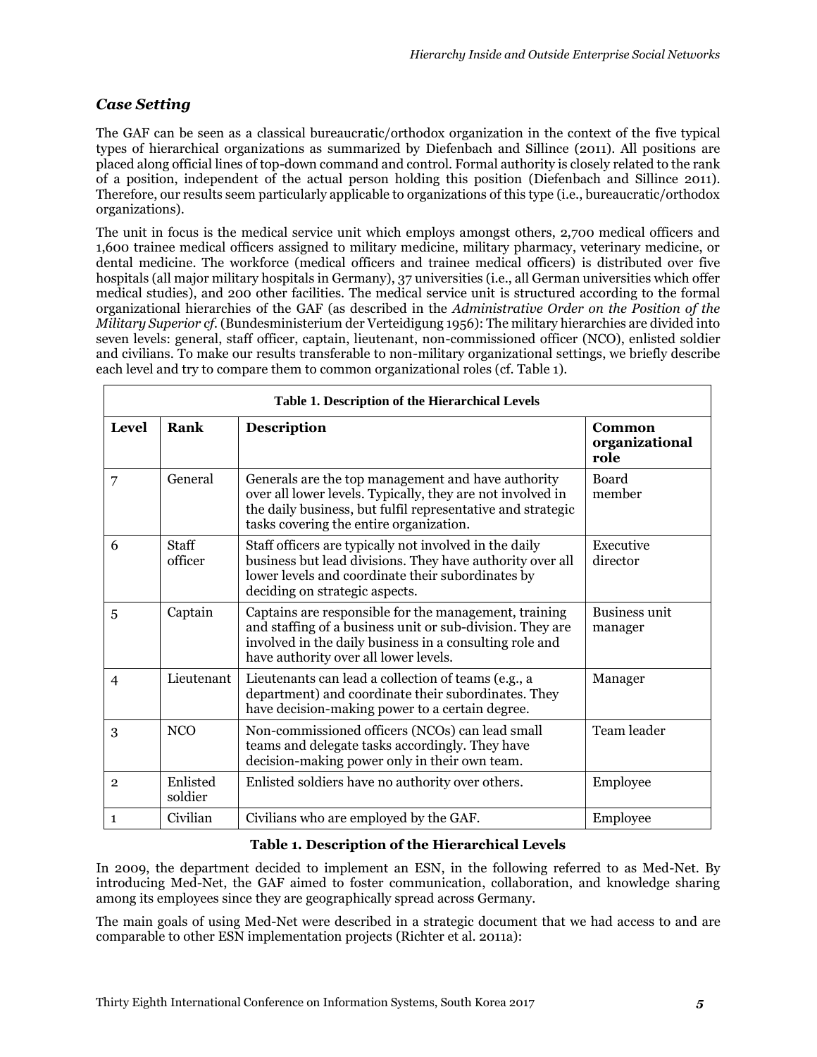### *Case Setting*

The GAF can be seen as a classical bureaucratic/orthodox organization in the context of the five typical types of hierarchical organizations as summarized by Diefenbach and Sillince (2011). All positions are placed along official lines of top-down command and control. Formal authority is closely related to the rank of a position, independent of the actual person holding this position (Diefenbach and Sillince 2011). Therefore, our results seem particularly applicable to organizations of this type (i.e., bureaucratic/orthodox organizations).

The unit in focus is the medical service unit which employs amongst others, 2,700 medical officers and 1,600 trainee medical officers assigned to military medicine, military pharmacy, veterinary medicine, or dental medicine. The workforce (medical officers and trainee medical officers) is distributed over five hospitals (all major military hospitals in Germany), 37 universities (i.e., all German universities which offer medical studies), and 200 other facilities. The medical service unit is structured according to the formal organizational hierarchies of the GAF (as described in the *Administrative Order on the Position of the Military Superior cf.* (Bundesministerium der Verteidigung 1956): The military hierarchies are divided into seven levels: general, staff officer, captain, lieutenant, non-commissioned officer (NCO), enlisted soldier and civilians. To make our results transferable to non-military organizational settings, we briefly describe each level and try to compare them to common organizational roles (cf. Table 1).

**Table 1. Description of the Hierarchical Levels**

| Level | Rank | Description | Common organizational role |
|---|---|---|---|
| 7 | General | Generals are the top management and have authority over all lower levels. Typically, they are not involved in the daily business, but fulfil representative and strategic tasks covering the entire organization. | Board member |
| 6 | Staff officer | Staff officers are typically not involved in the daily business but lead divisions. They have authority over all lower levels and coordinate their subordinates by deciding on strategic aspects. | Executive director |
| 5 | Captain | Captains are responsible for the management, training and staffing of a business unit or sub-division. They are involved in the daily business in a consulting role and have authority over all lower levels. | Business unit manager |
| 4 | Lieutenant | Lieutenants can lead a collection of teams (e.g., a department) and coordinate their subordinates. They have decision-making power to a certain degree. | Manager |
| 3 | NCO | Non-commissioned officers (NCOs) can lead small teams and delegate tasks accordingly. They have decision-making power only in their own team. | Team leader |
| 2 | Enlisted soldier | Enlisted soldiers have no authority over others. | Employee |
| 1 | Civilian | Civilians who are employed by the GAF. | Employee |

**Table 1. Description of the Hierarchical Levels**

In 2009, the department decided to implement an ESN, in the following referred to as Med-Net. By introducing Med-Net, the GAF aimed to foster communication, collaboration, and knowledge sharing among its employees since they are geographically spread across Germany.

The main goals of using Med-Net were described in a strategic document that we had access to and are comparable to other ESN implementation projects (Richter et al. 2011a):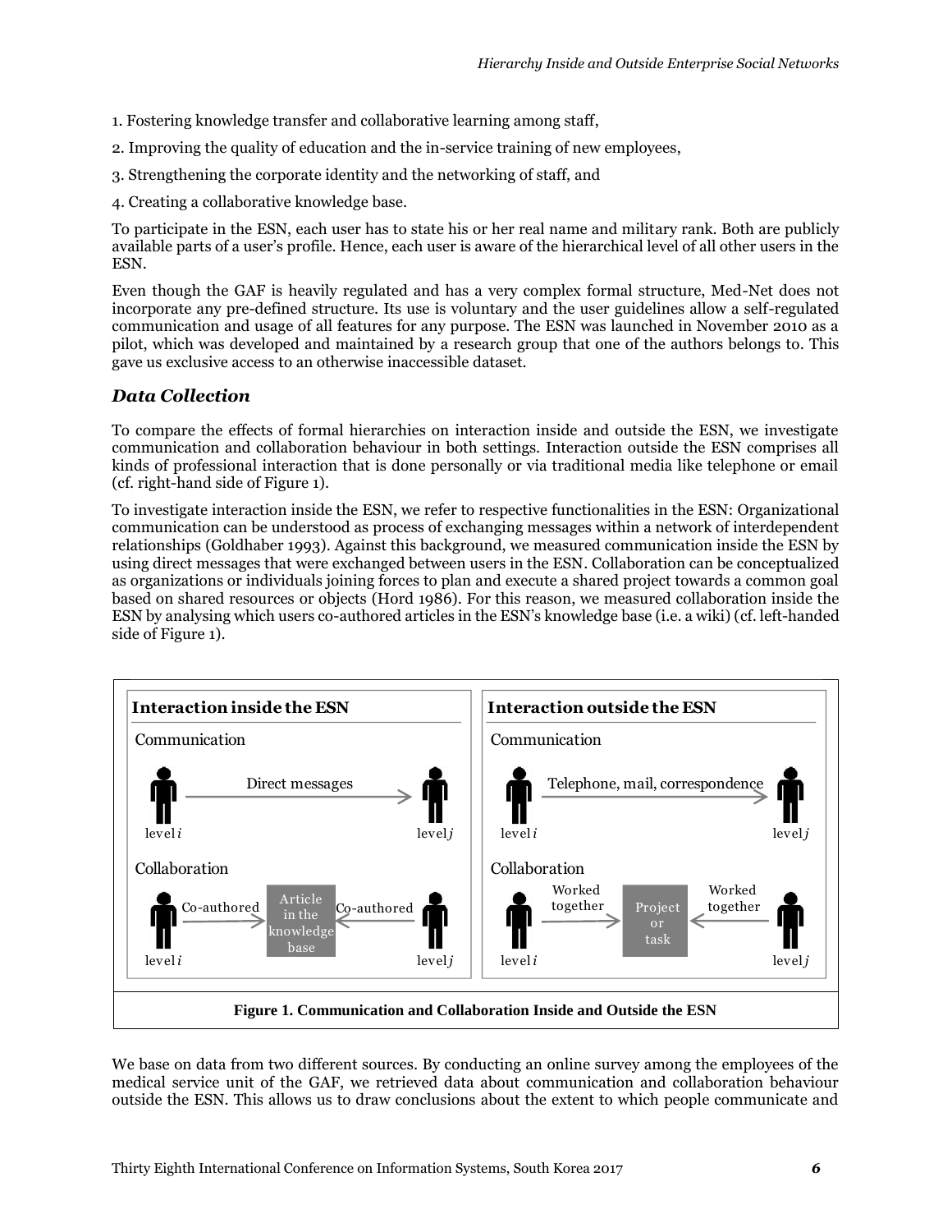1. Fostering knowledge transfer and collaborative learning among staff,

2. Improving the quality of education and the in-service training of new employees,

3. Strengthening the corporate identity and the networking of staff, and

4. Creating a collaborative knowledge base.

To participate in the ESN, each user has to state his or her real name and military rank. Both are publicly available parts of a user's profile. Hence, each user is aware of the hierarchical level of all other users in the ESN.

Even though the GAF is heavily regulated and has a very complex formal structure, Med-Net does not incorporate any pre-defined structure. Its use is voluntary and the user guidelines allow a self-regulated communication and usage of all features for any purpose. The ESN was launched in November 2010 as a pilot, which was developed and maintained by a research group that one of the authors belongs to. This gave us exclusive access to an otherwise inaccessible dataset.

## *Data Collection*

To compare the effects of formal hierarchies on interaction inside and outside the ESN, we investigate communication and collaboration behaviour in both settings. Interaction outside the ESN comprises all kinds of professional interaction that is done personally or via traditional media like telephone or email (cf. right-hand side of Figure 1).

To investigate interaction inside the ESN, we refer to respective functionalities in the ESN: Organizational communication can be understood as process of exchanging messages within a network of interdependent relationships (Goldhaber 1993). Against this background, we measured communication inside the ESN by using direct messages that were exchanged between users in the ESN. Collaboration can be conceptualized as organizations or individuals joining forces to plan and execute a shared project towards a common goal based on shared resources or objects (Hord 1986). For this reason, we measured collaboration inside the ESN by analysing which users co-authored articles in the ESN's knowledge base (i.e. a wiki) (cf. left-handed side of Figure 1).

**Interaction inside the ESN**

Communication: level $i$ —Direct messages→ level $j$

Collaboration: level $i$ —Co-authored→ Article in the knowledge base ←Co-authored— level $j$

**Interaction outside the ESN**

Communication: level $i$ —Telephone, mail, correspondence→ level $j$

Collaboration: level $i$ —Worked together→ Project or task ←Worked together— level $j$

**Figure 1. Communication and Collaboration Inside and Outside the ESN**

We base on data from two different sources. By conducting an online survey among the employees of the medical service unit of the GAF, we retrieved data about communication and collaboration behaviour outside the ESN. This allows us to draw conclusions about the extent to which people communicate and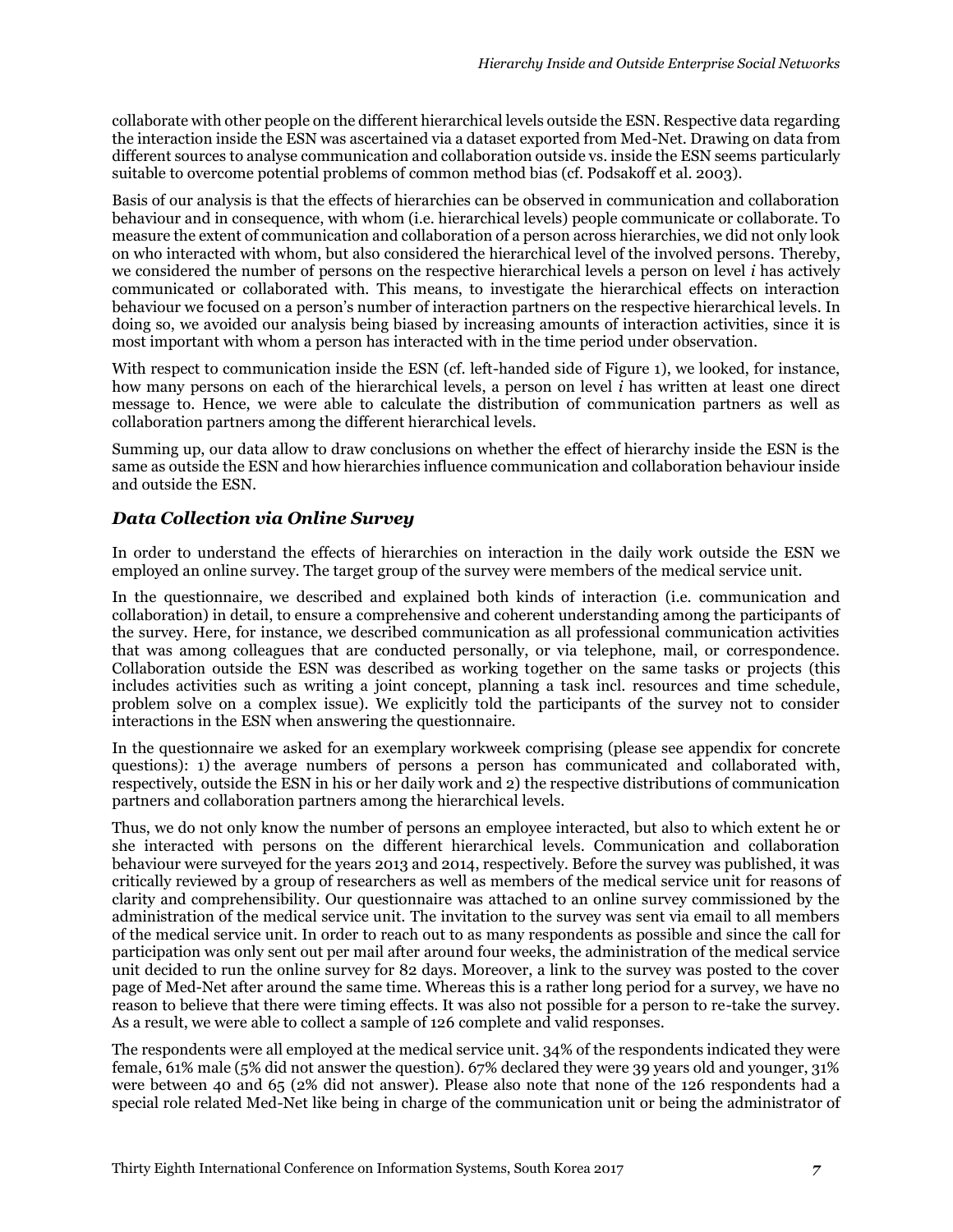collaborate with other people on the different hierarchical levels outside the ESN. Respective data regarding the interaction inside the ESN was ascertained via a dataset exported from Med-Net. Drawing on data from different sources to analyse communication and collaboration outside vs. inside the ESN seems particularly suitable to overcome potential problems of common method bias (cf. Podsakoff et al. 2003).

Basis of our analysis is that the effects of hierarchies can be observed in communication and collaboration behaviour and in consequence, with whom (i.e. hierarchical levels) people communicate or collaborate. To measure the extent of communication and collaboration of a person across hierarchies, we did not only look on who interacted with whom, but also considered the hierarchical level of the involved persons. Thereby, we considered the number of persons on the respective hierarchical levels a person on level $i$ has actively communicated or collaborated with. This means, to investigate the hierarchical effects on interaction behaviour we focused on a person's number of interaction partners on the respective hierarchical levels. In doing so, we avoided our analysis being biased by increasing amounts of interaction activities, since it is most important with whom a person has interacted with in the time period under observation.

With respect to communication inside the ESN (cf. left-handed side of Figure 1), we looked, for instance, how many persons on each of the hierarchical levels, a person on level $i$ has written at least one direct message to. Hence, we were able to calculate the distribution of communication partners as well as collaboration partners among the different hierarchical levels.

Summing up, our data allow to draw conclusions on whether the effect of hierarchy inside the ESN is the same as outside the ESN and how hierarchies influence communication and collaboration behaviour inside and outside the ESN.

## *Data Collection via Online Survey*

In order to understand the effects of hierarchies on interaction in the daily work outside the ESN we employed an online survey. The target group of the survey were members of the medical service unit.

In the questionnaire, we described and explained both kinds of interaction (i.e. communication and collaboration) in detail, to ensure a comprehensive and coherent understanding among the participants of the survey. Here, for instance, we described communication as all professional communication activities that was among colleagues that are conducted personally, or via telephone, mail, or correspondence. Collaboration outside the ESN was described as working together on the same tasks or projects (this includes activities such as writing a joint concept, planning a task incl. resources and time schedule, problem solve on a complex issue). We explicitly told the participants of the survey not to consider interactions in the ESN when answering the questionnaire.

In the questionnaire we asked for an exemplary workweek comprising (please see appendix for concrete questions): 1) the average numbers of persons a person has communicated and collaborated with, respectively, outside the ESN in his or her daily work and 2) the respective distributions of communication partners and collaboration partners among the hierarchical levels.

Thus, we do not only know the number of persons an employee interacted, but also to which extent he or she interacted with persons on the different hierarchical levels. Communication and collaboration behaviour were surveyed for the years 2013 and 2014, respectively. Before the survey was published, it was critically reviewed by a group of researchers as well as members of the medical service unit for reasons of clarity and comprehensibility. Our questionnaire was attached to an online survey commissioned by the administration of the medical service unit. The invitation to the survey was sent via email to all members of the medical service unit. In order to reach out to as many respondents as possible and since the call for participation was only sent out per mail after around four weeks, the administration of the medical service unit decided to run the online survey for 82 days. Moreover, a link to the survey was posted to the cover page of Med-Net after around the same time. Whereas this is a rather long period for a survey, we have no reason to believe that there were timing effects. It was also not possible for a person to re-take the survey. As a result, we were able to collect a sample of 126 complete and valid responses.

The respondents were all employed at the medical service unit. 34% of the respondents indicated they were female, 61% male (5% did not answer the question). 67% declared they were 39 years old and younger, 31% were between 40 and 65 (2% did not answer). Please also note that none of the 126 respondents had a special role related Med-Net like being in charge of the communication unit or being the administrator of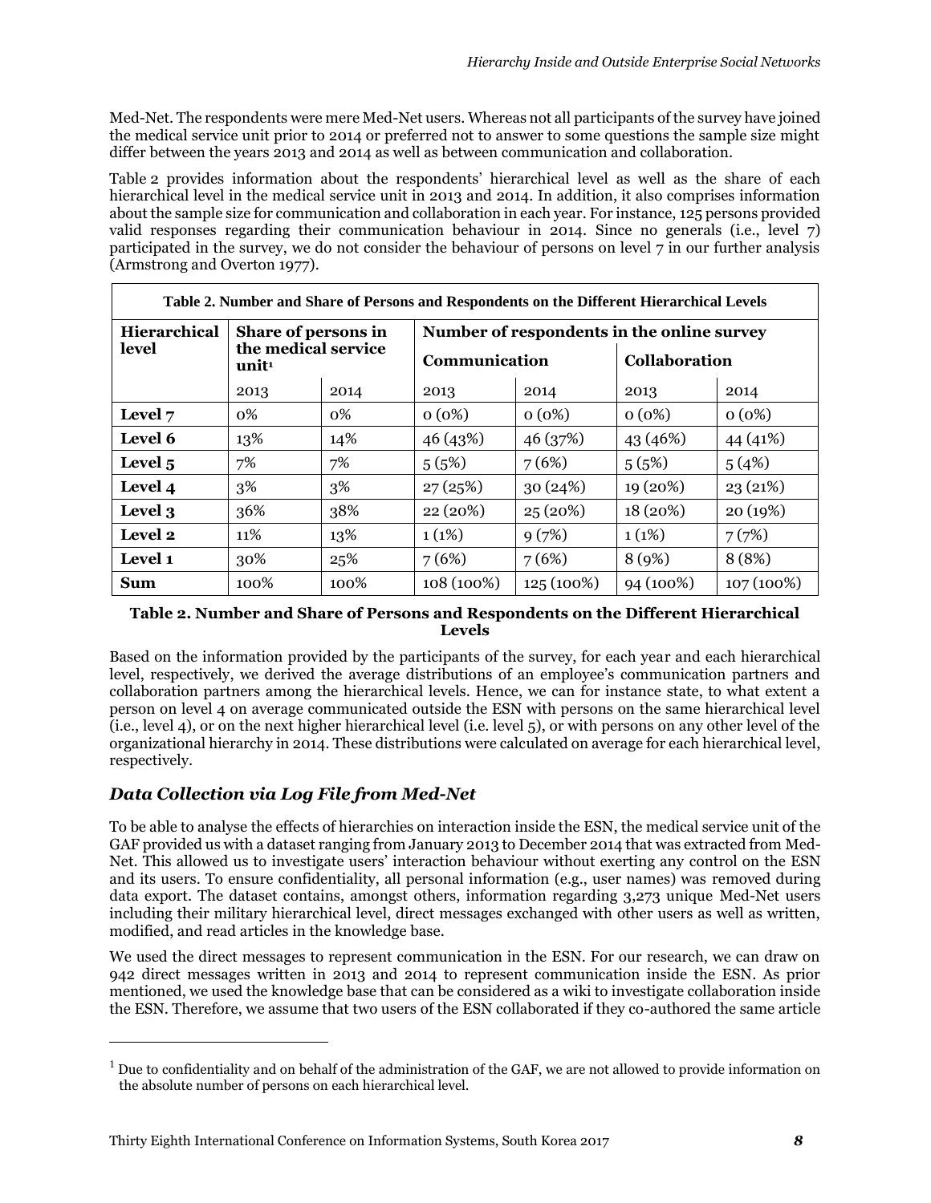Med-Net. The respondents were mere Med-Net users. Whereas not all participants of the survey have joined the medical service unit prior to 2014 or preferred not to answer to some questions the sample size might differ between the years 2013 and 2014 as well as between communication and collaboration.

Table 2 provides information about the respondents' hierarchical level as well as the share of each hierarchical level in the medical service unit in 2013 and 2014. In addition, it also comprises information about the sample size for communication and collaboration in each year. For instance, 125 persons provided valid responses regarding their communication behaviour in 2014. Since no generals (i.e., level 7) participated in the survey, we do not consider the behaviour of persons on level 7 in our further analysis (Armstrong and Overton 1977).

**Table 2. Number and Share of Persons and Respondents on the Different Hierarchical Levels**

| Hierarchical level | Share of persons in the medical service unit[1] | | Number of respondents in the online survey | | | |
|---|---|---|---|---|---|---|
| | | | Communication | | Collaboration | |
| | 2013 | 2014 | 2013 | 2014 | 2013 | 2014 |
| **Level 7** | 0% | 0% | 0 (0%) | 0 (0%) | 0 (0%) | 0 (0%) |
| **Level 6** | 13% | 14% | 46 (43%) | 46 (37%) | 43 (46%) | 44 (41%) |
| **Level 5** | 7% | 7% | 5 (5%) | 7 (6%) | 5 (5%) | 5 (4%) |
| **Level 4** | 3% | 3% | 27 (25%) | 30 (24%) | 19 (20%) | 23 (21%) |
| **Level 3** | 36% | 38% | 22 (20%) | 25 (20%) | 18 (20%) | 20 (19%) |
| **Level 2** | 11% | 13% | 1 (1%) | 9 (7%) | 1 (1%) | 7 (7%) |
| **Level 1** | 30% | 25% | 7 (6%) | 7 (6%) | 8 (9%) | 8 (8%) |
| **Sum** | 100% | 100% | 108 (100%) | 125 (100%) | 94 (100%) | 107 (100%) |

**Table 2. Number and Share of Persons and Respondents on the Different Hierarchical Levels**

Based on the information provided by the participants of the survey, for each year and each hierarchical level, respectively, we derived the average distributions of an employee's communication partners and collaboration partners among the hierarchical levels. Hence, we can for instance state, to what extent a person on level 4 on average communicated outside the ESN with persons on the same hierarchical level (i.e., level 4), or on the next higher hierarchical level (i.e. level 5), or with persons on any other level of the organizational hierarchy in 2014. These distributions were calculated on average for each hierarchical level, respectively.

## *Data Collection via Log File from Med-Net*

To be able to analyse the effects of hierarchies on interaction inside the ESN, the medical service unit of the GAF provided us with a dataset ranging from January 2013 to December 2014 that was extracted from Med-Net. This allowed us to investigate users' interaction behaviour without exerting any control on the ESN and its users. To ensure confidentiality, all personal information (e.g., user names) was removed during data export. The dataset contains, amongst others, information regarding 3,273 unique Med-Net users including their military hierarchical level, direct messages exchanged with other users as well as written, modified, and read articles in the knowledge base.

We used the direct messages to represent communication in the ESN. For our research, we can draw on 942 direct messages written in 2013 and 2014 to represent communication inside the ESN. As prior mentioned, we used the knowledge base that can be considered as a wiki to investigate collaboration inside the ESN. Therefore, we assume that two users of the ESN collaborated if they co-authored the same article

[1] Due to confidentiality and on behalf of the administration of the GAF, we are not allowed to provide information on the absolute number of persons on each hierarchical level.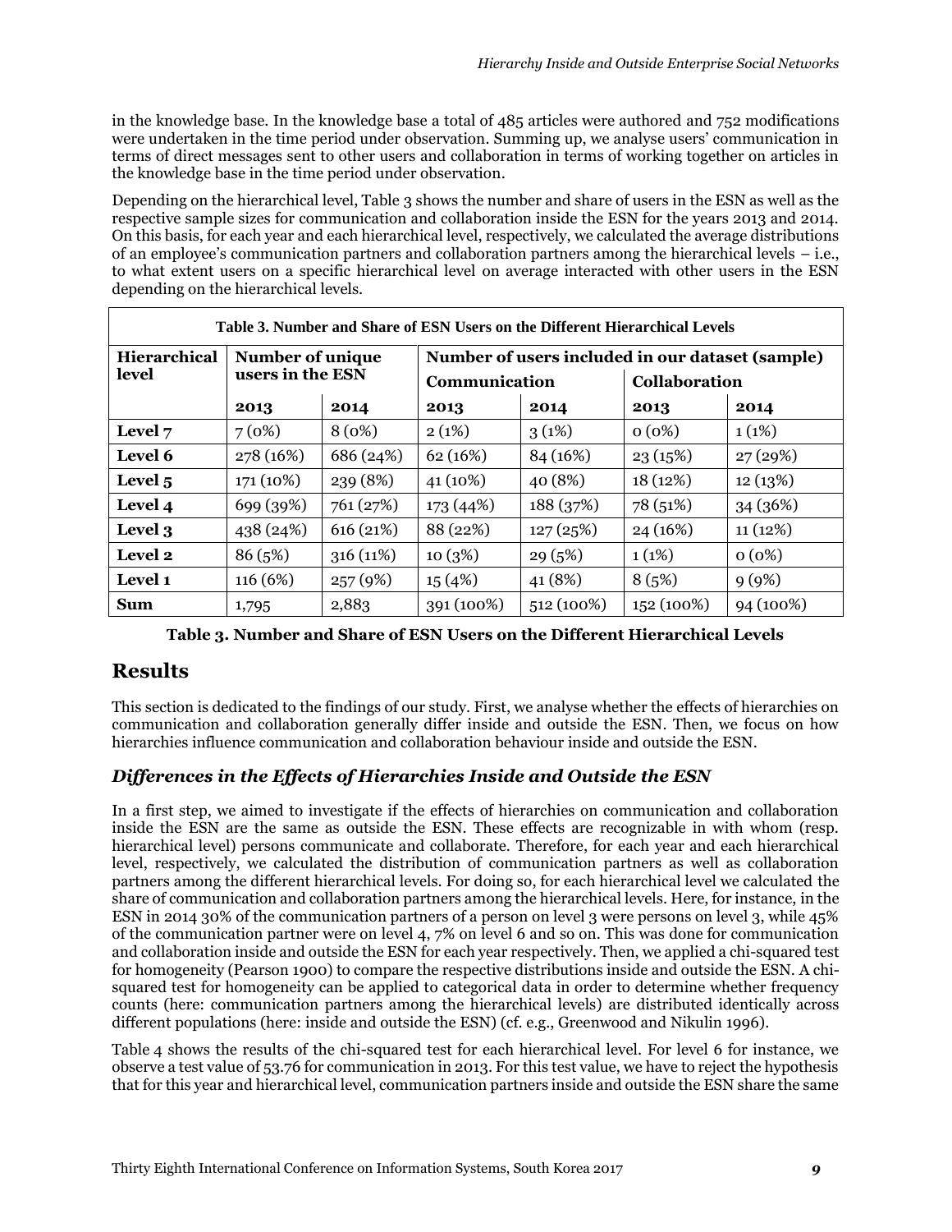in the knowledge base. In the knowledge base a total of 485 articles were authored and 752 modifications were undertaken in the time period under observation. Summing up, we analyse users' communication in terms of direct messages sent to other users and collaboration in terms of working together on articles in the knowledge base in the time period under observation.

Depending on the hierarchical level, Table 3 shows the number and share of users in the ESN as well as the respective sample sizes for communication and collaboration inside the ESN for the years 2013 and 2014. On this basis, for each year and each hierarchical level, respectively, we calculated the average distributions of an employee's communication partners and collaboration partners among the hierarchical levels – i.e., to what extent users on a specific hierarchical level on average interacted with other users in the ESN depending on the hierarchical levels.

**Table 3. Number and Share of ESN Users on the Different Hierarchical Levels**

| Hierarchical level | Number of unique users in the ESN | | Number of users included in our dataset (sample) | | | |
|---|---|---|---|---|---|---|
| | | | Communication | | Collaboration | |
| | 2013 | 2014 | 2013 | 2014 | 2013 | 2014 |
| **Level 7** | 7 (0%) | 8 (0%) | 2 (1%) | 3 (1%) | 0 (0%) | 1 (1%) |
| **Level 6** | 278 (16%) | 686 (24%) | 62 (16%) | 84 (16%) | 23 (15%) | 27 (29%) |
| **Level 5** | 171 (10%) | 239 (8%) | 41 (10%) | 40 (8%) | 18 (12%) | 12 (13%) |
| **Level 4** | 699 (39%) | 761 (27%) | 173 (44%) | 188 (37%) | 78 (51%) | 34 (36%) |
| **Level 3** | 438 (24%) | 616 (21%) | 88 (22%) | 127 (25%) | 24 (16%) | 11 (12%) |
| **Level 2** | 86 (5%) | 316 (11%) | 10 (3%) | 29 (5%) | 1 (1%) | 0 (0%) |
| **Level 1** | 116 (6%) | 257 (9%) | 15 (4%) | 41 (8%) | 8 (5%) | 9 (9%) |
| **Sum** | 1,795 | 2,883 | 391 (100%) | 512 (100%) | 152 (100%) | 94 (100%) |

**Table 3. Number and Share of ESN Users on the Different Hierarchical Levels**

# Results

This section is dedicated to the findings of our study. First, we analyse whether the effects of hierarchies on communication and collaboration generally differ inside and outside the ESN. Then, we focus on how hierarchies influence communication and collaboration behaviour inside and outside the ESN.

## *Differences in the Effects of Hierarchies Inside and Outside the ESN*

In a first step, we aimed to investigate if the effects of hierarchies on communication and collaboration inside the ESN are the same as outside the ESN. These effects are recognizable in with whom (resp. hierarchical level) persons communicate and collaborate. Therefore, for each year and each hierarchical level, respectively, we calculated the distribution of communication partners as well as collaboration partners among the different hierarchical levels. For doing so, for each hierarchical level we calculated the share of communication and collaboration partners among the hierarchical levels. Here, for instance, in the ESN in 2014 30% of the communication partners of a person on level 3 were persons on level 3, while 45% of the communication partner were on level 4, 7% on level 6 and so on. This was done for communication and collaboration inside and outside the ESN for each year respectively. Then, we applied a chi-squared test for homogeneity (Pearson 1900) to compare the respective distributions inside and outside the ESN. A chi-squared test for homogeneity can be applied to categorical data in order to determine whether frequency counts (here: communication partners among the hierarchical levels) are distributed identically across different populations (here: inside and outside the ESN) (cf. e.g., Greenwood and Nikulin 1996).

Table 4 shows the results of the chi-squared test for each hierarchical level. For level 6 for instance, we observe a test value of 53.76 for communication in 2013. For this test value, we have to reject the hypothesis that for this year and hierarchical level, communication partners inside and outside the ESN share the same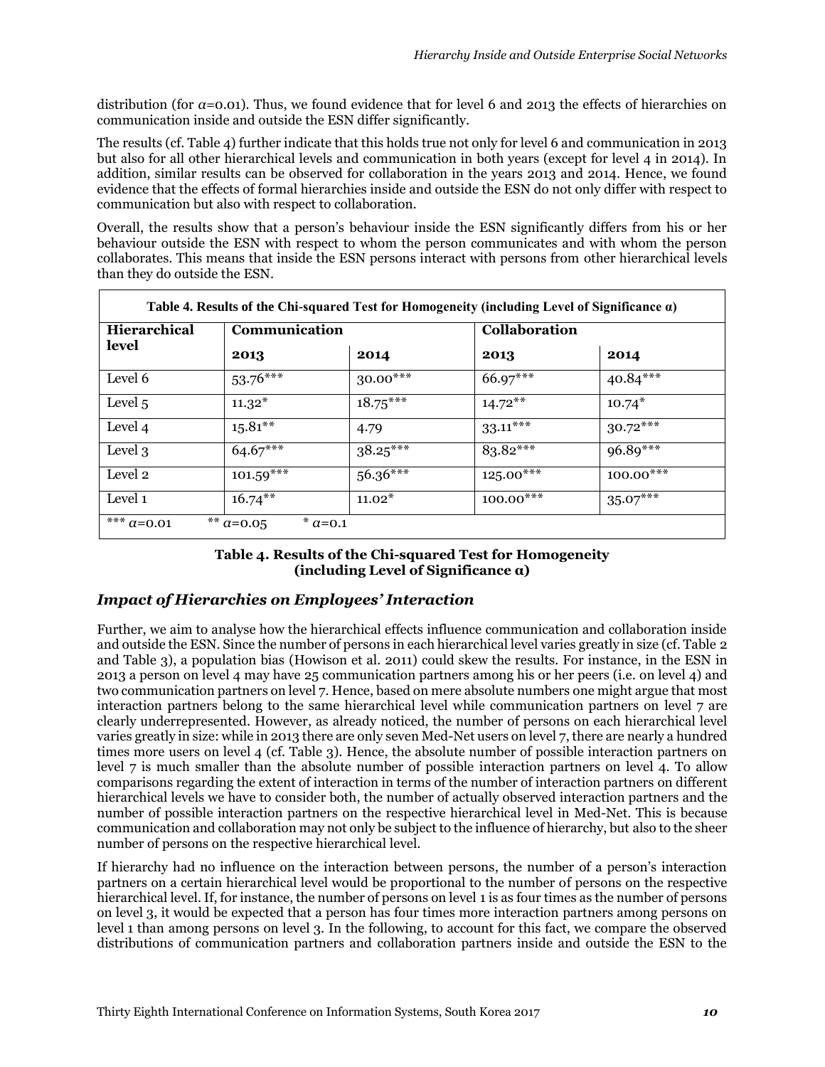distribution (for $\alpha$=0.01). Thus, we found evidence that for level 6 and 2013 the effects of hierarchies on communication inside and outside the ESN differ significantly.

The results (cf. Table 4) further indicate that this holds true not only for level 6 and communication in 2013 but also for all other hierarchical levels and communication in both years (except for level 4 in 2014). In addition, similar results can be observed for collaboration in the years 2013 and 2014. Hence, we found evidence that the effects of formal hierarchies inside and outside the ESN do not only differ with respect to communication but also with respect to collaboration.

Overall, the results show that a person's behaviour inside the ESN significantly differs from his or her behaviour outside the ESN with respect to whom the person communicates and with whom the person collaborates. This means that inside the ESN persons interact with persons from other hierarchical levels than they do outside the ESN.

**Table 4. Results of the Chi-squared Test for Homogeneity (including Level of Significance α)**

| Hierarchical level | Communication | | Collaboration | |
|---|---|---|---|---|
| | 2013 | 2014 | 2013 | 2014 |
| Level 6 | 53.76*** | 30.00*** | 66.97*** | 40.84*** |
| Level 5 | 11.32* | 18.75*** | 14.72** | 10.74* |
| Level 4 | 15.81** | 4.79 | 33.11*** | 30.72*** |
| Level 3 | 64.67*** | 38.25*** | 83.82*** | 96.89*** |
| Level 2 | 101.59*** | 56.36*** | 125.00*** | 100.00*** |
| Level 1 | 16.74** | 11.02* | 100.00*** | 35.07*** |
| *** $\alpha$=0.01 &nbsp;&nbsp; ** $\alpha$=0.05 &nbsp;&nbsp; * $\alpha$=0.1 | | | | |

**Table 4. Results of the Chi-squared Test for Homogeneity (including Level of Significance α)**

## *Impact of Hierarchies on Employees' Interaction*

Further, we aim to analyse how the hierarchical effects influence communication and collaboration inside and outside the ESN. Since the number of persons in each hierarchical level varies greatly in size (cf. Table 2 and Table 3), a population bias (Howison et al. 2011) could skew the results. For instance, in the ESN in 2013 a person on level 4 may have 25 communication partners among his or her peers (i.e. on level 4) and two communication partners on level 7. Hence, based on mere absolute numbers one might argue that most interaction partners belong to the same hierarchical level while communication partners on level 7 are clearly underrepresented. However, as already noticed, the number of persons on each hierarchical level varies greatly in size: while in 2013 there are only seven Med-Net users on level 7, there are nearly a hundred times more users on level 4 (cf. Table 3). Hence, the absolute number of possible interaction partners on level 7 is much smaller than the absolute number of possible interaction partners on level 4. To allow comparisons regarding the extent of interaction in terms of the number of interaction partners on different hierarchical levels we have to consider both, the number of actually observed interaction partners and the number of possible interaction partners on the respective hierarchical level in Med-Net. This is because communication and collaboration may not only be subject to the influence of hierarchy, but also to the sheer number of persons on the respective hierarchical level.

If hierarchy had no influence on the interaction between persons, the number of a person's interaction partners on a certain hierarchical level would be proportional to the number of persons on the respective hierarchical level. If, for instance, the number of persons on level 1 is as four times as the number of persons on level 3, it would be expected that a person has four times more interaction partners among persons on level 1 than among persons on level 3. In the following, to account for this fact, we compare the observed distributions of communication partners and collaboration partners inside and outside the ESN to the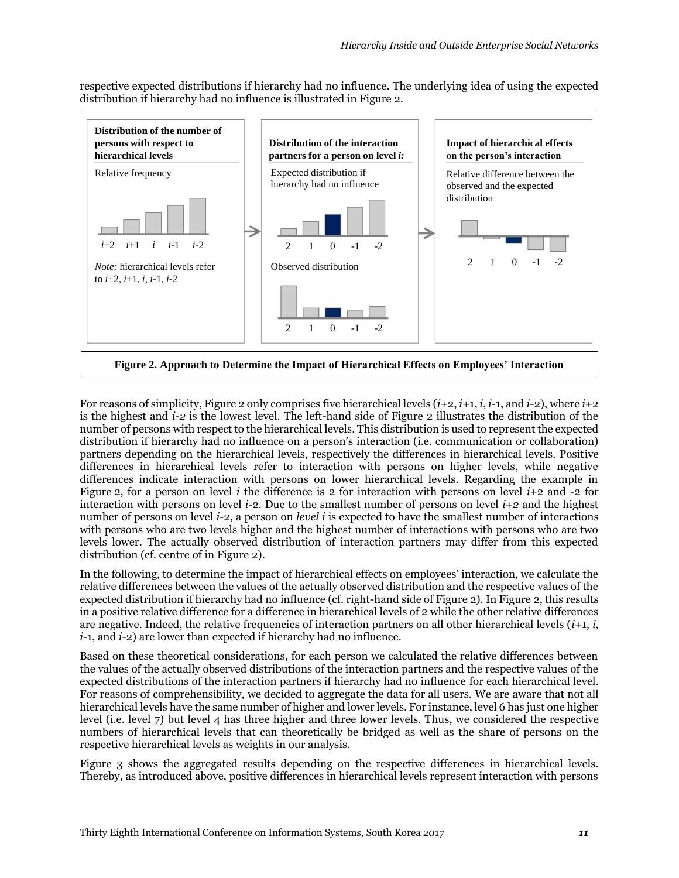respective expected distributions if hierarchy had no influence. The underlying idea of using the expected distribution if hierarchy had no influence is illustrated in Figure 2.

**Figure 2. Approach to Determine the Impact of Hierarchical Effects on Employees' Interaction**

For reasons of simplicity, Figure 2 only comprises five hierarchical levels ($i$+2, $i$+1, $i$, $i$-1, and $i$-2), where $i$+2 is the highest and $i$-2 is the lowest level. The left-hand side of Figure 2 illustrates the distribution of the number of persons with respect to the hierarchical levels. This distribution is used to represent the expected distribution if hierarchy had no influence on a person's interaction (i.e. communication or collaboration) partners depending on the hierarchical levels, respectively the differences in hierarchical levels. Positive differences in hierarchical levels refer to interaction with persons on higher levels, while negative differences indicate interaction with persons on lower hierarchical levels. Regarding the example in Figure 2, for a person on level $i$ the difference is 2 for interaction with persons on level $i$+2 and -2 for interaction with persons on level $i$-2. Due to the smallest number of persons on level $i$+2 and the highest number of persons on level $i$-2, a person on *level i* is expected to have the smallest number of interactions with persons who are two levels higher and the highest number of interactions with persons who are two levels lower. The actually observed distribution of interaction partners may differ from this expected distribution (cf. centre of in Figure 2).

In the following, to determine the impact of hierarchical effects on employees' interaction, we calculate the relative differences between the values of the actually observed distribution and the respective values of the expected distribution if hierarchy had no influence (cf. right-hand side of Figure 2). In Figure 2, this results in a positive relative difference for a difference in hierarchical levels of 2 while the other relative differences are negative. Indeed, the relative frequencies of interaction partners on all other hierarchical levels ($i$+1, $i$, $i$-1, and $i$-2) are lower than expected if hierarchy had no influence.

Based on these theoretical considerations, for each person we calculated the relative differences between the values of the actually observed distributions of the interaction partners and the respective values of the expected distributions of the interaction partners if hierarchy had no influence for each hierarchical level. For reasons of comprehensibility, we decided to aggregate the data for all users. We are aware that not all hierarchical levels have the same number of higher and lower levels. For instance, level 6 has just one higher level (i.e. level 7) but level 4 has three higher and three lower levels. Thus, we considered the respective numbers of hierarchical levels that can theoretically be bridged as well as the share of persons on the respective hierarchical levels as weights in our analysis.

Figure 3 shows the aggregated results depending on the respective differences in hierarchical levels. Thereby, as introduced above, positive differences in hierarchical levels represent interaction with persons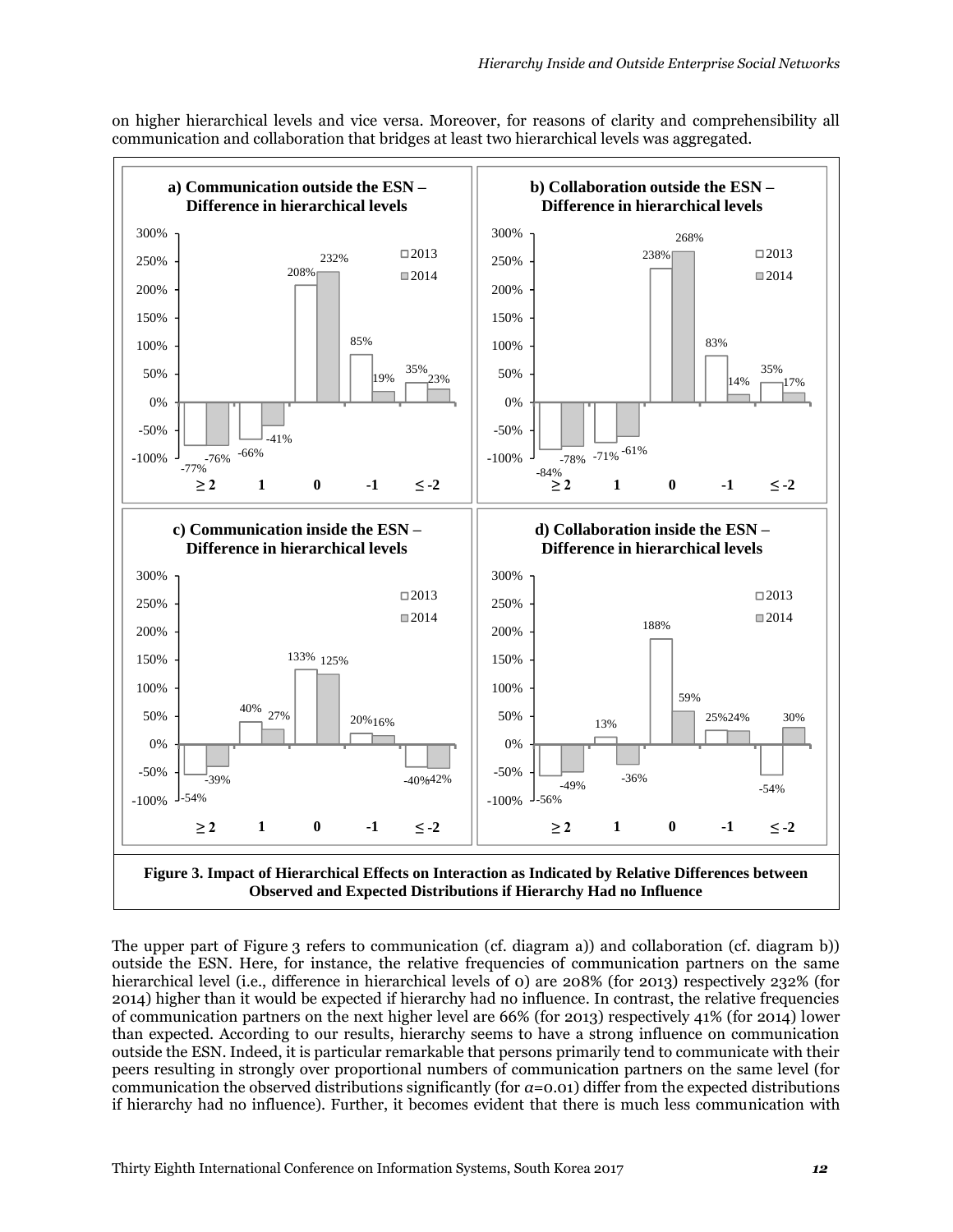on higher hierarchical levels and vice versa. Moreover, for reasons of clarity and comprehensibility all communication and collaboration that bridges at least two hierarchical levels was aggregated.

**Figure 3. Impact of Hierarchical Effects on Interaction as Indicated by Relative Differences between Observed and Expected Distributions if Hierarchy Had no Influence**

The upper part of Figure 3 refers to communication (cf. diagram a)) and collaboration (cf. diagram b)) outside the ESN. Here, for instance, the relative frequencies of communication partners on the same hierarchical level (i.e., difference in hierarchical levels of 0) are 208% (for 2013) respectively 232% (for 2014) higher than it would be expected if hierarchy had no influence. In contrast, the relative frequencies of communication partners on the next higher level are 66% (for 2013) respectively 41% (for 2014) lower than expected. According to our results, hierarchy seems to have a strong influence on communication outside the ESN. Indeed, it is particular remarkable that persons primarily tend to communicate with their peers resulting in strongly over proportional numbers of communication partners on the same level (for communication the observed distributions significantly (for $\alpha$=0.01) differ from the expected distributions if hierarchy had no influence). Further, it becomes evident that there is much less communication with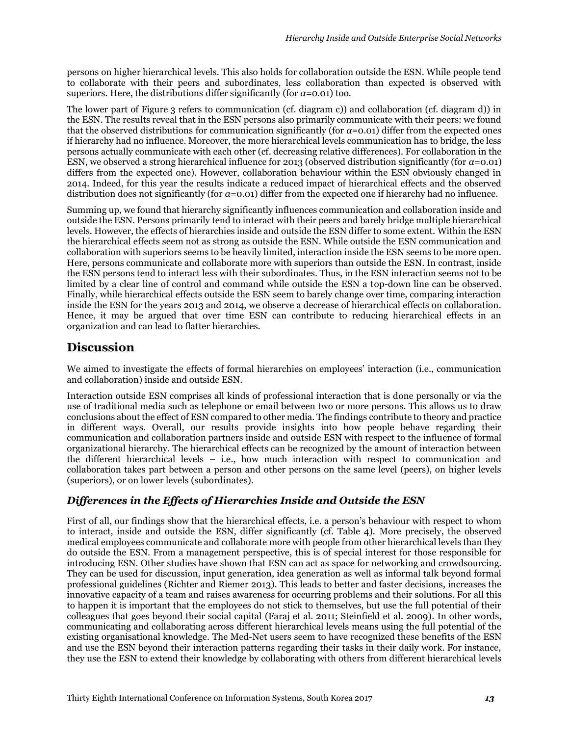persons on higher hierarchical levels. This also holds for collaboration outside the ESN. While people tend to collaborate with their peers and subordinates, less collaboration than expected is observed with superiors. Here, the distributions differ significantly (for $\alpha$=0.01) too.

The lower part of Figure 3 refers to communication (cf. diagram c)) and collaboration (cf. diagram d)) in the ESN. The results reveal that in the ESN persons also primarily communicate with their peers: we found that the observed distributions for communication significantly (for $\alpha$=0.01) differ from the expected ones if hierarchy had no influence. Moreover, the more hierarchical levels communication has to bridge, the less persons actually communicate with each other (cf. decreasing relative differences). For collaboration in the ESN, we observed a strong hierarchical influence for 2013 (observed distribution significantly (for $\alpha$=0.01) differs from the expected one). However, collaboration behaviour within the ESN obviously changed in 2014. Indeed, for this year the results indicate a reduced impact of hierarchical effects and the observed distribution does not significantly (for $\alpha$=0.01) differ from the expected one if hierarchy had no influence.

Summing up, we found that hierarchy significantly influences communication and collaboration inside and outside the ESN. Persons primarily tend to interact with their peers and barely bridge multiple hierarchical levels. However, the effects of hierarchies inside and outside the ESN differ to some extent. Within the ESN the hierarchical effects seem not as strong as outside the ESN. While outside the ESN communication and collaboration with superiors seems to be heavily limited, interaction inside the ESN seems to be more open. Here, persons communicate and collaborate more with superiors than outside the ESN. In contrast, inside the ESN persons tend to interact less with their subordinates. Thus, in the ESN interaction seems not to be limited by a clear line of control and command while outside the ESN a top-down line can be observed. Finally, while hierarchical effects outside the ESN seem to barely change over time, comparing interaction inside the ESN for the years 2013 and 2014, we observe a decrease of hierarchical effects on collaboration. Hence, it may be argued that over time ESN can contribute to reducing hierarchical effects in an organization and can lead to flatter hierarchies.

## Discussion

We aimed to investigate the effects of formal hierarchies on employees' interaction (i.e., communication and collaboration) inside and outside ESN.

Interaction outside ESN comprises all kinds of professional interaction that is done personally or via the use of traditional media such as telephone or email between two or more persons. This allows us to draw conclusions about the effect of ESN compared to other media. The findings contribute to theory and practice in different ways. Overall, our results provide insights into how people behave regarding their communication and collaboration partners inside and outside ESN with respect to the influence of formal organizational hierarchy. The hierarchical effects can be recognized by the amount of interaction between the different hierarchical levels – i.e., how much interaction with respect to communication and collaboration takes part between a person and other persons on the same level (peers), on higher levels (superiors), or on lower levels (subordinates).

### *Differences in the Effects of Hierarchies Inside and Outside the ESN*

First of all, our findings show that the hierarchical effects, i.e. a person's behaviour with respect to whom to interact, inside and outside the ESN, differ significantly (cf. Table 4). More precisely, the observed medical employees communicate and collaborate more with people from other hierarchical levels than they do outside the ESN. From a management perspective, this is of special interest for those responsible for introducing ESN. Other studies have shown that ESN can act as space for networking and crowdsourcing. They can be used for discussion, input generation, idea generation as well as informal talk beyond formal professional guidelines (Richter and Riemer 2013). This leads to better and faster decisions, increases the innovative capacity of a team and raises awareness for occurring problems and their solutions. For all this to happen it is important that the employees do not stick to themselves, but use the full potential of their colleagues that goes beyond their social capital (Faraj et al. 2011; Steinfield et al. 2009). In other words, communicating and collaborating across different hierarchical levels means using the full potential of the existing organisational knowledge. The Med-Net users seem to have recognized these benefits of the ESN and use the ESN beyond their interaction patterns regarding their tasks in their daily work. For instance, they use the ESN to extend their knowledge by collaborating with others from different hierarchical levels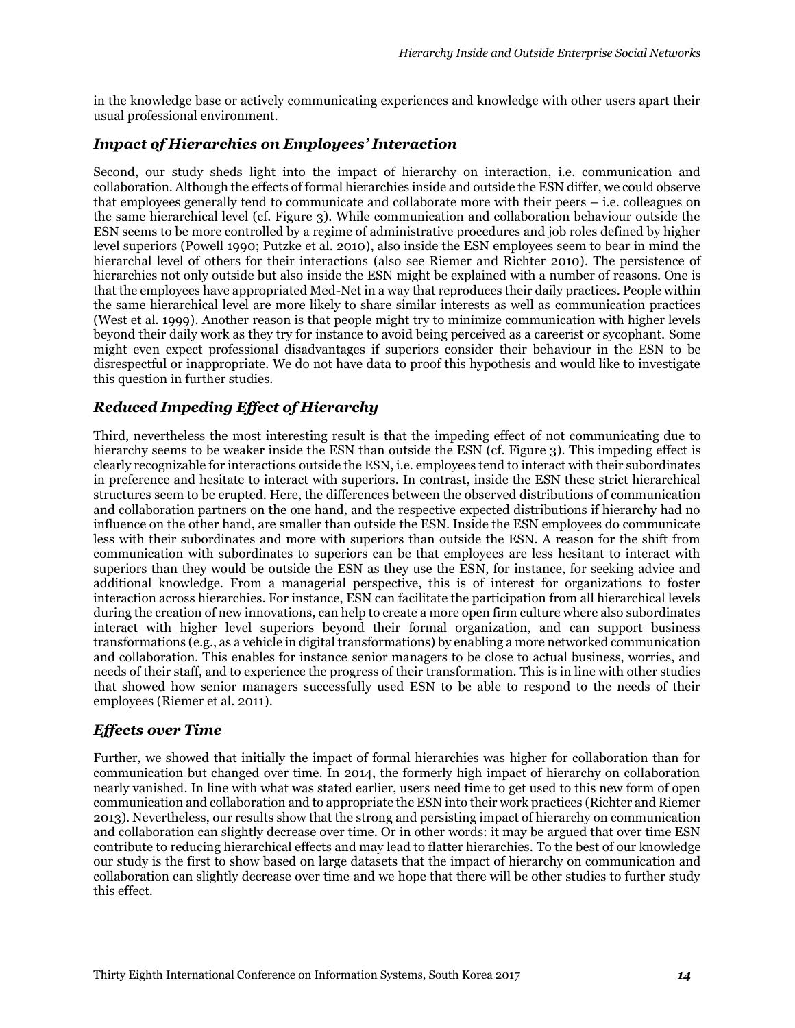in the knowledge base or actively communicating experiences and knowledge with other users apart their usual professional environment.

### *Impact of Hierarchies on Employees' Interaction*

Second, our study sheds light into the impact of hierarchy on interaction, i.e. communication and collaboration. Although the effects of formal hierarchies inside and outside the ESN differ, we could observe that employees generally tend to communicate and collaborate more with their peers – i.e. colleagues on the same hierarchical level (cf. Figure 3). While communication and collaboration behaviour outside the ESN seems to be more controlled by a regime of administrative procedures and job roles defined by higher level superiors (Powell 1990; Putzke et al. 2010), also inside the ESN employees seem to bear in mind the hierarchal level of others for their interactions (also see Riemer and Richter 2010). The persistence of hierarchies not only outside but also inside the ESN might be explained with a number of reasons. One is that the employees have appropriated Med-Net in a way that reproduces their daily practices. People within the same hierarchical level are more likely to share similar interests as well as communication practices (West et al. 1999). Another reason is that people might try to minimize communication with higher levels beyond their daily work as they try for instance to avoid being perceived as a careerist or sycophant. Some might even expect professional disadvantages if superiors consider their behaviour in the ESN to be disrespectful or inappropriate. We do not have data to proof this hypothesis and would like to investigate this question in further studies.

### *Reduced Impeding Effect of Hierarchy*

Third, nevertheless the most interesting result is that the impeding effect of not communicating due to hierarchy seems to be weaker inside the ESN than outside the ESN (cf. Figure 3). This impeding effect is clearly recognizable for interactions outside the ESN, i.e. employees tend to interact with their subordinates in preference and hesitate to interact with superiors. In contrast, inside the ESN these strict hierarchical structures seem to be erupted. Here, the differences between the observed distributions of communication and collaboration partners on the one hand, and the respective expected distributions if hierarchy had no influence on the other hand, are smaller than outside the ESN. Inside the ESN employees do communicate less with their subordinates and more with superiors than outside the ESN. A reason for the shift from communication with subordinates to superiors can be that employees are less hesitant to interact with superiors than they would be outside the ESN as they use the ESN, for instance, for seeking advice and additional knowledge. From a managerial perspective, this is of interest for organizations to foster interaction across hierarchies. For instance, ESN can facilitate the participation from all hierarchical levels during the creation of new innovations, can help to create a more open firm culture where also subordinates interact with higher level superiors beyond their formal organization, and can support business transformations (e.g., as a vehicle in digital transformations) by enabling a more networked communication and collaboration. This enables for instance senior managers to be close to actual business, worries, and needs of their staff, and to experience the progress of their transformation. This is in line with other studies that showed how senior managers successfully used ESN to be able to respond to the needs of their employees (Riemer et al. 2011).

### *Effects over Time*

Further, we showed that initially the impact of formal hierarchies was higher for collaboration than for communication but changed over time. In 2014, the formerly high impact of hierarchy on collaboration nearly vanished. In line with what was stated earlier, users need time to get used to this new form of open communication and collaboration and to appropriate the ESN into their work practices (Richter and Riemer 2013). Nevertheless, our results show that the strong and persisting impact of hierarchy on communication and collaboration can slightly decrease over time. Or in other words: it may be argued that over time ESN contribute to reducing hierarchical effects and may lead to flatter hierarchies. To the best of our knowledge our study is the first to show based on large datasets that the impact of hierarchy on communication and collaboration can slightly decrease over time and we hope that there will be other studies to further study this effect.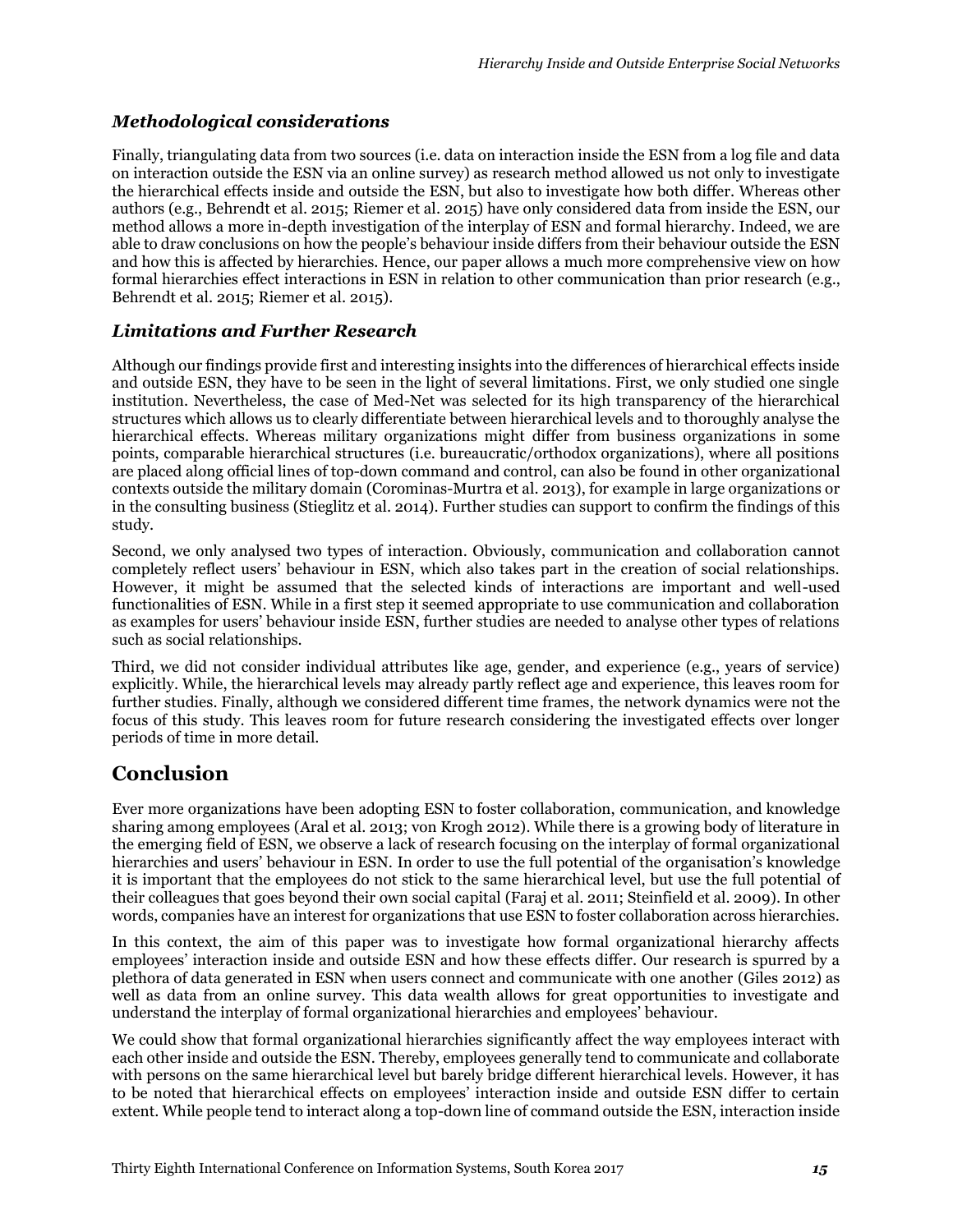### *Methodological considerations*

Finally, triangulating data from two sources (i.e. data on interaction inside the ESN from a log file and data on interaction outside the ESN via an online survey) as research method allowed us not only to investigate the hierarchical effects inside and outside the ESN, but also to investigate how both differ. Whereas other authors (e.g., Behrendt et al. 2015; Riemer et al. 2015) have only considered data from inside the ESN, our method allows a more in-depth investigation of the interplay of ESN and formal hierarchy. Indeed, we are able to draw conclusions on how the people's behaviour inside differs from their behaviour outside the ESN and how this is affected by hierarchies. Hence, our paper allows a much more comprehensive view on how formal hierarchies effect interactions in ESN in relation to other communication than prior research (e.g., Behrendt et al. 2015; Riemer et al. 2015).

### *Limitations and Further Research*

Although our findings provide first and interesting insights into the differences of hierarchical effects inside and outside ESN, they have to be seen in the light of several limitations. First, we only studied one single institution. Nevertheless, the case of Med-Net was selected for its high transparency of the hierarchical structures which allows us to clearly differentiate between hierarchical levels and to thoroughly analyse the hierarchical effects. Whereas military organizations might differ from business organizations in some points, comparable hierarchical structures (i.e. bureaucratic/orthodox organizations), where all positions are placed along official lines of top-down command and control, can also be found in other organizational contexts outside the military domain (Corominas-Murtra et al. 2013), for example in large organizations or in the consulting business (Stieglitz et al. 2014). Further studies can support to confirm the findings of this study.

Second, we only analysed two types of interaction. Obviously, communication and collaboration cannot completely reflect users' behaviour in ESN, which also takes part in the creation of social relationships. However, it might be assumed that the selected kinds of interactions are important and well-used functionalities of ESN. While in a first step it seemed appropriate to use communication and collaboration as examples for users' behaviour inside ESN, further studies are needed to analyse other types of relations such as social relationships.

Third, we did not consider individual attributes like age, gender, and experience (e.g., years of service) explicitly. While, the hierarchical levels may already partly reflect age and experience, this leaves room for further studies. Finally, although we considered different time frames, the network dynamics were not the focus of this study. This leaves room for future research considering the investigated effects over longer periods of time in more detail.

## Conclusion

Ever more organizations have been adopting ESN to foster collaboration, communication, and knowledge sharing among employees (Aral et al. 2013; von Krogh 2012). While there is a growing body of literature in the emerging field of ESN, we observe a lack of research focusing on the interplay of formal organizational hierarchies and users' behaviour in ESN. In order to use the full potential of the organisation's knowledge it is important that the employees do not stick to the same hierarchical level, but use the full potential of their colleagues that goes beyond their own social capital (Faraj et al. 2011; Steinfield et al. 2009). In other words, companies have an interest for organizations that use ESN to foster collaboration across hierarchies.

In this context, the aim of this paper was to investigate how formal organizational hierarchy affects employees' interaction inside and outside ESN and how these effects differ. Our research is spurred by a plethora of data generated in ESN when users connect and communicate with one another (Giles 2012) as well as data from an online survey. This data wealth allows for great opportunities to investigate and understand the interplay of formal organizational hierarchies and employees' behaviour.

We could show that formal organizational hierarchies significantly affect the way employees interact with each other inside and outside the ESN. Thereby, employees generally tend to communicate and collaborate with persons on the same hierarchical level but barely bridge different hierarchical levels. However, it has to be noted that hierarchical effects on employees' interaction inside and outside ESN differ to certain extent. While people tend to interact along a top-down line of command outside the ESN, interaction inside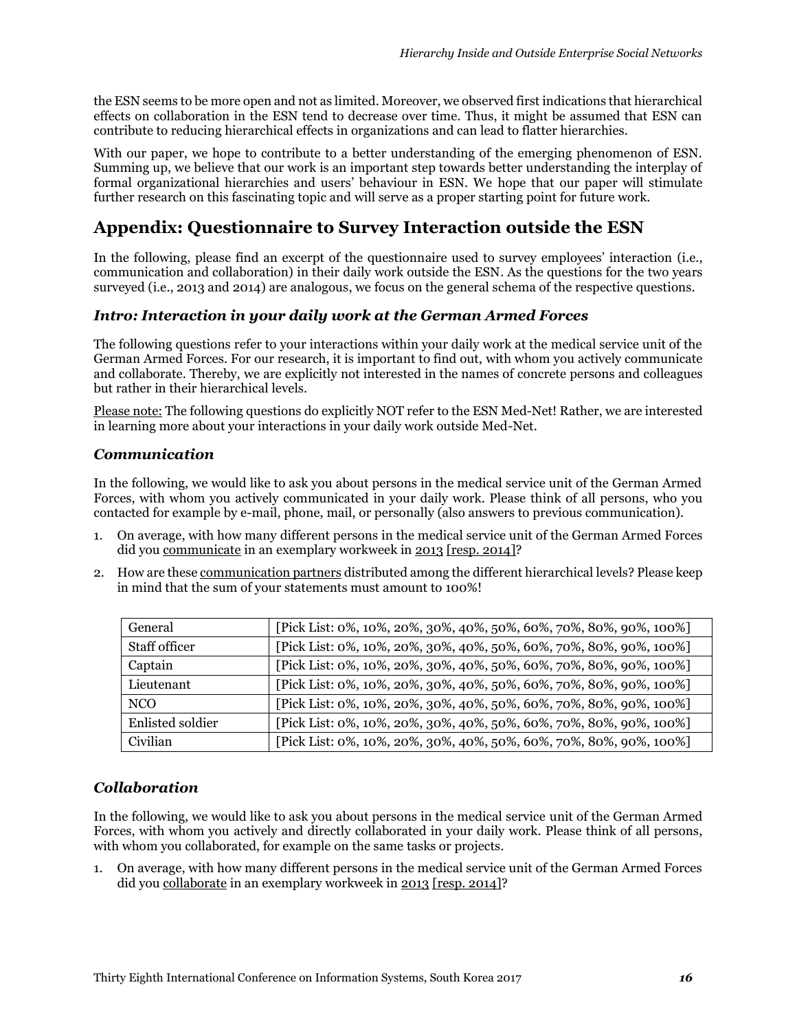the ESN seems to be more open and not as limited. Moreover, we observed first indications that hierarchical effects on collaboration in the ESN tend to decrease over time. Thus, it might be assumed that ESN can contribute to reducing hierarchical effects in organizations and can lead to flatter hierarchies.

With our paper, we hope to contribute to a better understanding of the emerging phenomenon of ESN. Summing up, we believe that our work is an important step towards better understanding the interplay of formal organizational hierarchies and users' behaviour in ESN. We hope that our paper will stimulate further research on this fascinating topic and will serve as a proper starting point for future work.

## Appendix: Questionnaire to Survey Interaction outside the ESN

In the following, please find an excerpt of the questionnaire used to survey employees' interaction (i.e., communication and collaboration) in their daily work outside the ESN. As the questions for the two years surveyed (i.e., 2013 and 2014) are analogous, we focus on the general schema of the respective questions.

### *Intro: Interaction in your daily work at the German Armed Forces*

The following questions refer to your interactions within your daily work at the medical service unit of the German Armed Forces. For our research, it is important to find out, with whom you actively communicate and collaborate. Thereby, we are explicitly not interested in the names of concrete persons and colleagues but rather in their hierarchical levels.

Please note: The following questions do explicitly NOT refer to the ESN Med-Net! Rather, we are interested in learning more about your interactions in your daily work outside Med-Net.

### *Communication*

In the following, we would like to ask you about persons in the medical service unit of the German Armed Forces, with whom you actively communicated in your daily work. Please think of all persons, who you contacted for example by e-mail, phone, mail, or personally (also answers to previous communication).

1. On average, with how many different persons in the medical service unit of the German Armed Forces did you communicate in an exemplary workweek in 2013 [resp. 2014]?
2. How are these communication partners distributed among the different hierarchical levels? Please keep in mind that the sum of your statements must amount to 100%!

| | |
|---|---|
| General | [Pick List: 0%, 10%, 20%, 30%, 40%, 50%, 60%, 70%, 80%, 90%, 100%] |
| Staff officer | [Pick List: 0%, 10%, 20%, 30%, 40%, 50%, 60%, 70%, 80%, 90%, 100%] |
| Captain | [Pick List: 0%, 10%, 20%, 30%, 40%, 50%, 60%, 70%, 80%, 90%, 100%] |
| Lieutenant | [Pick List: 0%, 10%, 20%, 30%, 40%, 50%, 60%, 70%, 80%, 90%, 100%] |
| NCO | [Pick List: 0%, 10%, 20%, 30%, 40%, 50%, 60%, 70%, 80%, 90%, 100%] |
| Enlisted soldier | [Pick List: 0%, 10%, 20%, 30%, 40%, 50%, 60%, 70%, 80%, 90%, 100%] |
| Civilian | [Pick List: 0%, 10%, 20%, 30%, 40%, 50%, 60%, 70%, 80%, 90%, 100%] |

### *Collaboration*

In the following, we would like to ask you about persons in the medical service unit of the German Armed Forces, with whom you actively and directly collaborated in your daily work. Please think of all persons, with whom you collaborated, for example on the same tasks or projects.

1. On average, with how many different persons in the medical service unit of the German Armed Forces did you collaborate in an exemplary workweek in 2013 [resp. 2014]?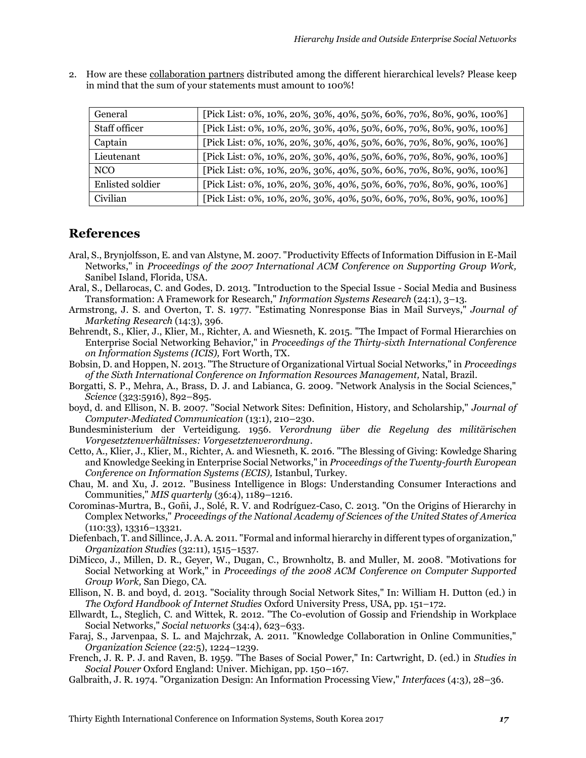2. How are these <u>collaboration partners</u> distributed among the different hierarchical levels? Please keep in mind that the sum of your statements must amount to 100%!

| | |
|---|---|
| General | [Pick List: 0%, 10%, 20%, 30%, 40%, 50%, 60%, 70%, 80%, 90%, 100%] |
| Staff officer | [Pick List: 0%, 10%, 20%, 30%, 40%, 50%, 60%, 70%, 80%, 90%, 100%] |
| Captain | [Pick List: 0%, 10%, 20%, 30%, 40%, 50%, 60%, 70%, 80%, 90%, 100%] |
| Lieutenant | [Pick List: 0%, 10%, 20%, 30%, 40%, 50%, 60%, 70%, 80%, 90%, 100%] |
| NCO | [Pick List: 0%, 10%, 20%, 30%, 40%, 50%, 60%, 70%, 80%, 90%, 100%] |
| Enlisted soldier | [Pick List: 0%, 10%, 20%, 30%, 40%, 50%, 60%, 70%, 80%, 90%, 100%] |
| Civilian | [Pick List: 0%, 10%, 20%, 30%, 40%, 50%, 60%, 70%, 80%, 90%, 100%] |

## References

Aral, S., Brynjolfsson, E. and van Alstyne, M. 2007. "Productivity Effects of Information Diffusion in E-Mail Networks," in *Proceedings of the 2007 International ACM Conference on Supporting Group Work,* Sanibel Island, Florida, USA.

Aral, S., Dellarocas, C. and Godes, D. 2013. "Introduction to the Special Issue - Social Media and Business Transformation: A Framework for Research," *Information Systems Research* (24:1), 3–13.

Armstrong, J. S. and Overton, T. S. 1977. "Estimating Nonresponse Bias in Mail Surveys," *Journal of Marketing Research* (14:3), 396.

Behrendt, S., Klier, J., Klier, M., Richter, A. and Wiesneth, K. 2015. "The Impact of Formal Hierarchies on Enterprise Social Networking Behavior," in *Proceedings of the Thirty-sixth International Conference on Information Systems (ICIS),* Fort Worth, TX.

Bobsin, D. and Hoppen, N. 2013. "The Structure of Organizational Virtual Social Networks," in *Proceedings of the Sixth International Conference on Information Resources Management,* Natal, Brazil.

Borgatti, S. P., Mehra, A., Brass, D. J. and Labianca, G. 2009. "Network Analysis in the Social Sciences," *Science* (323:5916), 892–895.

boyd, d. and Ellison, N. B. 2007. "Social Network Sites: Definition, History, and Scholarship," *Journal of Computer-Mediated Communication* (13:1), 210–230.

Bundesministerium der Verteidigung. 1956. *Verordnung über die Regelung des militärischen Vorgesetztenverhältnisses: Vorgesetztenverordnung*.

Cetto, A., Klier, J., Klier, M., Richter, A. and Wiesneth, K. 2016. "The Blessing of Giving: Kowledge Sharing and Knowledge Seeking in Enterprise Social Networks," in *Proceedings of the Twenty-fourth European Conference on Information Systems (ECIS),* Istanbul, Turkey.

Chau, M. and Xu, J. 2012. "Business Intelligence in Blogs: Understanding Consumer Interactions and Communities," *MIS quarterly* (36:4), 1189–1216.

Corominas-Murtra, B., Goñi, J., Solé, R. V. and Rodríguez-Caso, C. 2013. "On the Origins of Hierarchy in Complex Networks," *Proceedings of the National Academy of Sciences of the United States of America* (110:33), 13316–13321.

Diefenbach, T. and Sillince, J. A. A. 2011. "Formal and informal hierarchy in different types of organization," *Organization Studies* (32:11), 1515–1537.

DiMicco, J., Millen, D. R., Geyer, W., Dugan, C., Brownholtz, B. and Muller, M. 2008. "Motivations for Social Networking at Work," in *Proceedings of the 2008 ACM Conference on Computer Supported Group Work,* San Diego, CA.

Ellison, N. B. and boyd, d. 2013. "Sociality through Social Network Sites," In: William H. Dutton (ed.) in *The Oxford Handbook of Internet Studies* Oxford University Press, USA, pp. 151–172.

Ellwardt, L., Steglich, C. and Wittek, R. 2012. "The Co-evolution of Gossip and Friendship in Workplace Social Networks," *Social networks* (34:4), 623–633.

Faraj, S., Jarvenpaa, S. L. and Majchrzak, A. 2011. "Knowledge Collaboration in Online Communities," *Organization Science* (22:5), 1224–1239.

French, J. R. P. J. and Raven, B. 1959. "The Bases of Social Power," In: Cartwright, D. (ed.) in *Studies in Social Power* Oxford England: Univer. Michigan, pp. 150–167.

Galbraith, J. R. 1974. "Organization Design: An Information Processing View," *Interfaces* (4:3), 28–36.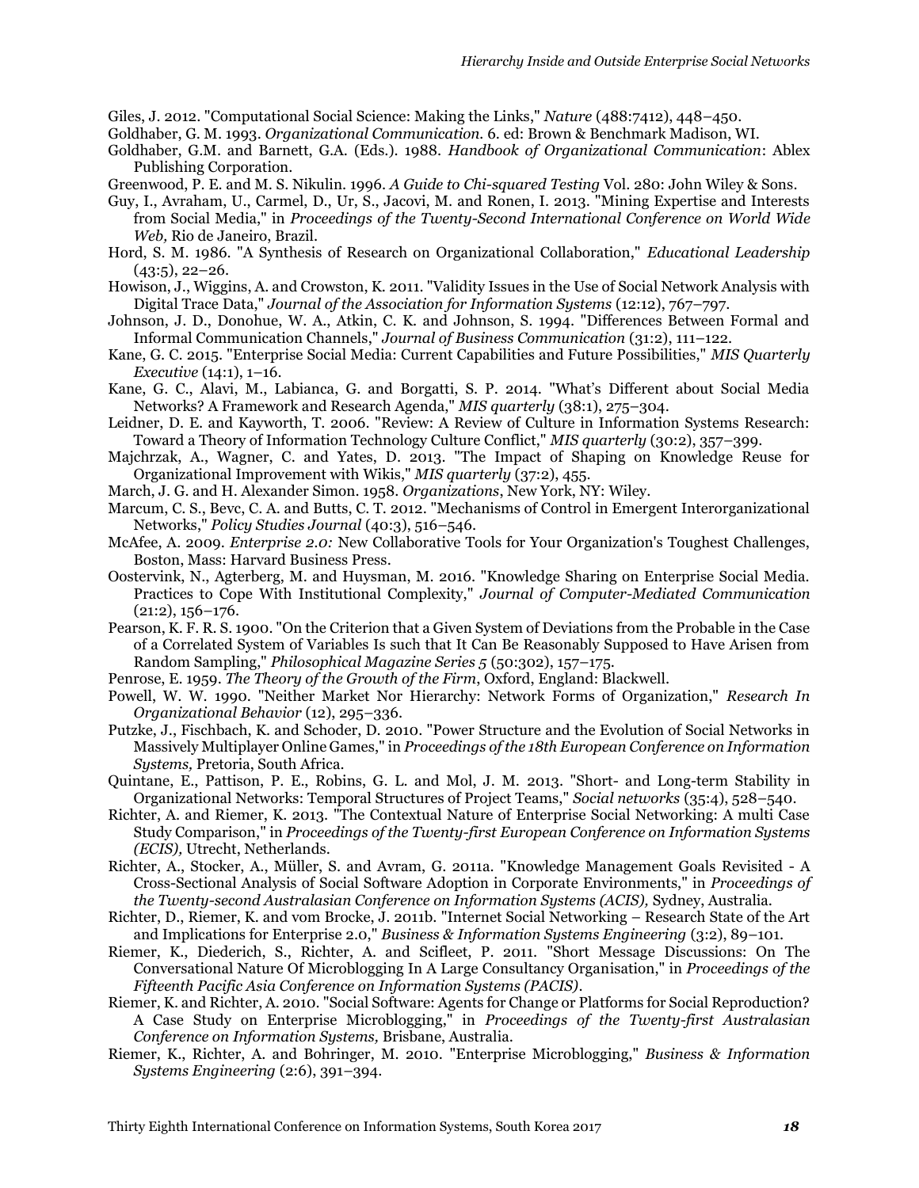Giles, J. 2012. "Computational Social Science: Making the Links," *Nature* (488:7412), 448–450.

Goldhaber, G. M. 1993. *Organizational Communication.* 6. ed: Brown & Benchmark Madison, WI.

Goldhaber, G.M. and Barnett, G.A. (Eds.). 1988. *Handbook of Organizational Communication*: Ablex Publishing Corporation.

Greenwood, P. E. and M. S. Nikulin. 1996. *A Guide to Chi-squared Testing* Vol. 280: John Wiley & Sons.

Guy, I., Avraham, U., Carmel, D., Ur, S., Jacovi, M. and Ronen, I. 2013. "Mining Expertise and Interests from Social Media," in *Proceedings of the Twenty-Second International Conference on World Wide Web,* Rio de Janeiro, Brazil.

Hord, S. M. 1986. "A Synthesis of Research on Organizational Collaboration," *Educational Leadership* (43:5), 22–26.

Howison, J., Wiggins, A. and Crowston, K. 2011. "Validity Issues in the Use of Social Network Analysis with Digital Trace Data," *Journal of the Association for Information Systems* (12:12), 767–797.

Johnson, J. D., Donohue, W. A., Atkin, C. K. and Johnson, S. 1994. "Differences Between Formal and Informal Communication Channels," *Journal of Business Communication* (31:2), 111–122.

Kane, G. C. 2015. "Enterprise Social Media: Current Capabilities and Future Possibilities," *MIS Quarterly Executive* (14:1), 1–16.

Kane, G. C., Alavi, M., Labianca, G. and Borgatti, S. P. 2014. "What's Different about Social Media Networks? A Framework and Research Agenda," *MIS quarterly* (38:1), 275–304.

Leidner, D. E. and Kayworth, T. 2006. "Review: A Review of Culture in Information Systems Research: Toward a Theory of Information Technology Culture Conflict," *MIS quarterly* (30:2), 357–399.

Majchrzak, A., Wagner, C. and Yates, D. 2013. "The Impact of Shaping on Knowledge Reuse for Organizational Improvement with Wikis," *MIS quarterly* (37:2), 455.

March, J. G. and H. Alexander Simon. 1958. *Organizations*, New York, NY: Wiley.

Marcum, C. S., Bevc, C. A. and Butts, C. T. 2012. "Mechanisms of Control in Emergent Interorganizational Networks," *Policy Studies Journal* (40:3), 516–546.

McAfee, A. 2009. *Enterprise 2.0:* New Collaborative Tools for Your Organization's Toughest Challenges, Boston, Mass: Harvard Business Press.

Oostervink, N., Agterberg, M. and Huysman, M. 2016. "Knowledge Sharing on Enterprise Social Media. Practices to Cope With Institutional Complexity," *Journal of Computer-Mediated Communication* (21:2), 156–176.

Pearson, K. F. R. S. 1900. "On the Criterion that a Given System of Deviations from the Probable in the Case of a Correlated System of Variables Is such that It Can Be Reasonably Supposed to Have Arisen from Random Sampling," *Philosophical Magazine Series 5* (50:302), 157–175.

Penrose, E. 1959. *The Theory of the Growth of the Firm*, Oxford, England: Blackwell.

Powell, W. W. 1990. "Neither Market Nor Hierarchy: Network Forms of Organization," *Research In Organizational Behavior* (12), 295–336.

Putzke, J., Fischbach, K. and Schoder, D. 2010. "Power Structure and the Evolution of Social Networks in Massively Multiplayer Online Games," in *Proceedings of the 18th European Conference on Information Systems,* Pretoria, South Africa.

Quintane, E., Pattison, P. E., Robins, G. L. and Mol, J. M. 2013. "Short- and Long-term Stability in Organizational Networks: Temporal Structures of Project Teams," *Social networks* (35:4), 528–540.

Richter, A. and Riemer, K. 2013. "The Contextual Nature of Enterprise Social Networking: A multi Case Study Comparison," in *Proceedings of the Twenty-first European Conference on Information Systems (ECIS),* Utrecht, Netherlands.

Richter, A., Stocker, A., Müller, S. and Avram, G. 2011a. "Knowledge Management Goals Revisited - A Cross-Sectional Analysis of Social Software Adoption in Corporate Environments," in *Proceedings of the Twenty-second Australasian Conference on Information Systems (ACIS),* Sydney, Australia.

Richter, D., Riemer, K. and vom Brocke, J. 2011b. "Internet Social Networking – Research State of the Art and Implications for Enterprise 2.0," *Business & Information Systems Engineering* (3:2), 89–101.

Riemer, K., Diederich, S., Richter, A. and Scifleet, P. 2011. "Short Message Discussions: On The Conversational Nature Of Microblogging In A Large Consultancy Organisation," in *Proceedings of the Fifteenth Pacific Asia Conference on Information Systems (PACIS).*

Riemer, K. and Richter, A. 2010. "Social Software: Agents for Change or Platforms for Social Reproduction? A Case Study on Enterprise Microblogging," in *Proceedings of the Twenty-first Australasian Conference on Information Systems,* Brisbane, Australia.

Riemer, K., Richter, A. and Bohringer, M. 2010. "Enterprise Microblogging," *Business & Information Systems Engineering* (2:6), 391–394.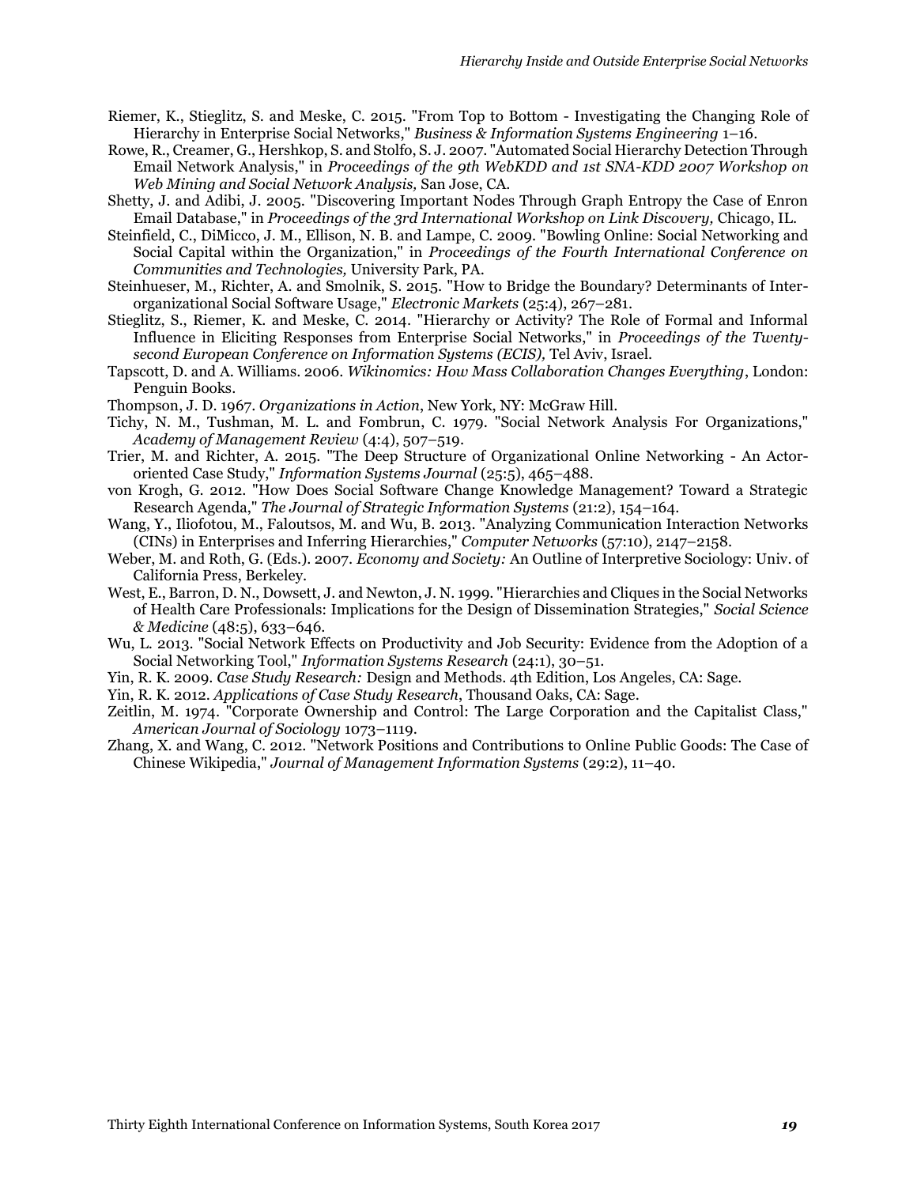Riemer, K., Stieglitz, S. and Meske, C. 2015. "From Top to Bottom - Investigating the Changing Role of Hierarchy in Enterprise Social Networks," *Business & Information Systems Engineering* 1–16.

Rowe, R., Creamer, G., Hershkop, S. and Stolfo, S. J. 2007. "Automated Social Hierarchy Detection Through Email Network Analysis," in *Proceedings of the 9th WebKDD and 1st SNA-KDD 2007 Workshop on Web Mining and Social Network Analysis,* San Jose, CA.

Shetty, J. and Adibi, J. 2005. "Discovering Important Nodes Through Graph Entropy the Case of Enron Email Database," in *Proceedings of the 3rd International Workshop on Link Discovery,* Chicago, IL.

Steinfield, C., DiMicco, J. M., Ellison, N. B. and Lampe, C. 2009. "Bowling Online: Social Networking and Social Capital within the Organization," in *Proceedings of the Fourth International Conference on Communities and Technologies,* University Park, PA.

Steinhueser, M., Richter, A. and Smolnik, S. 2015. "How to Bridge the Boundary? Determinants of Inter-organizational Social Software Usage," *Electronic Markets* (25:4), 267–281.

Stieglitz, S., Riemer, K. and Meske, C. 2014. "Hierarchy or Activity? The Role of Formal and Informal Influence in Eliciting Responses from Enterprise Social Networks," in *Proceedings of the Twenty-second European Conference on Information Systems (ECIS),* Tel Aviv, Israel.

Tapscott, D. and A. Williams. 2006. *Wikinomics: How Mass Collaboration Changes Everything*, London: Penguin Books.

Thompson, J. D. 1967. *Organizations in Action*, New York, NY: McGraw Hill.

Tichy, N. M., Tushman, M. L. and Fombrun, C. 1979. "Social Network Analysis For Organizations," *Academy of Management Review* (4:4), 507–519.

Trier, M. and Richter, A. 2015. "The Deep Structure of Organizational Online Networking - An Actor-oriented Case Study," *Information Systems Journal* (25:5), 465–488.

von Krogh, G. 2012. "How Does Social Software Change Knowledge Management? Toward a Strategic Research Agenda," *The Journal of Strategic Information Systems* (21:2), 154–164.

Wang, Y., Iliofotou, M., Faloutsos, M. and Wu, B. 2013. "Analyzing Communication Interaction Networks (CINs) in Enterprises and Inferring Hierarchies," *Computer Networks* (57:10), 2147–2158.

Weber, M. and Roth, G. (Eds.). 2007. *Economy and Society:* An Outline of Interpretive Sociology: Univ. of California Press, Berkeley.

West, E., Barron, D. N., Dowsett, J. and Newton, J. N. 1999. "Hierarchies and Cliques in the Social Networks of Health Care Professionals: Implications for the Design of Dissemination Strategies," *Social Science & Medicine* (48:5), 633–646.

Wu, L. 2013. "Social Network Effects on Productivity and Job Security: Evidence from the Adoption of a Social Networking Tool," *Information Systems Research* (24:1), 30–51.

Yin, R. K. 2009. *Case Study Research:* Design and Methods. 4th Edition, Los Angeles, CA: Sage.

Yin, R. K. 2012. *Applications of Case Study Research*, Thousand Oaks, CA: Sage.

Zeitlin, M. 1974. "Corporate Ownership and Control: The Large Corporation and the Capitalist Class," *American Journal of Sociology* 1073–1119.

Zhang, X. and Wang, C. 2012. "Network Positions and Contributions to Online Public Goods: The Case of Chinese Wikipedia," *Journal of Management Information Systems* (29:2), 11–40.